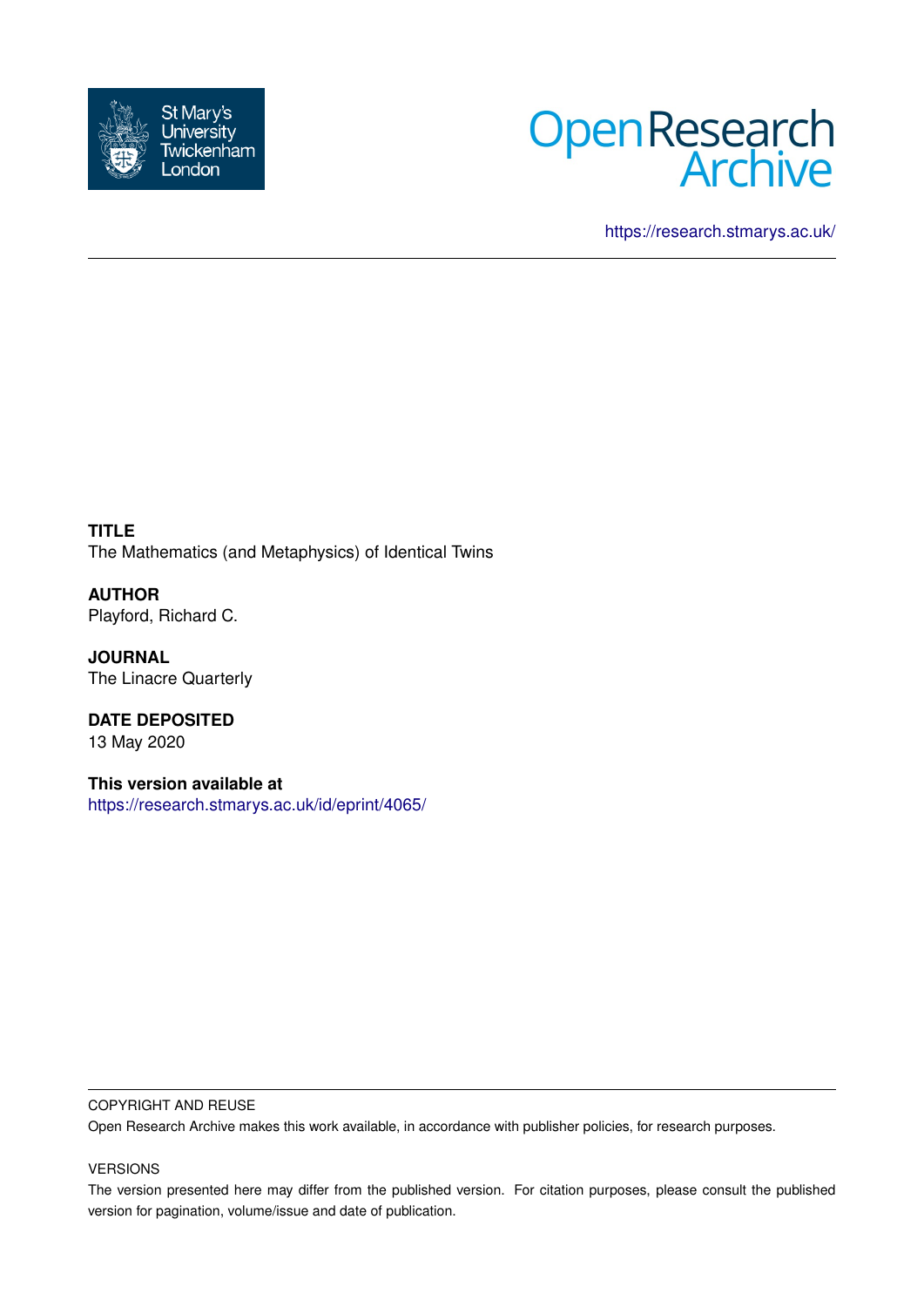St Mary's University Twickenham London

Open Research Archive

https://research.stmarys.ac.uk/

**TITLE**
The Mathematics (and Metaphysics) of Identical Twins

**AUTHOR**
Playford, Richard C.

**JOURNAL**
The Linacre Quarterly

**DATE DEPOSITED**
13 May 2020

**This version available at**
https://research.stmarys.ac.uk/id/eprint/4065/

COPYRIGHT AND REUSE

Open Research Archive makes this work available, in accordance with publisher policies, for research purposes.

VERSIONS

The version presented here may differ from the published version. For citation purposes, please consult the published version for pagination, volume/issue and date of publication.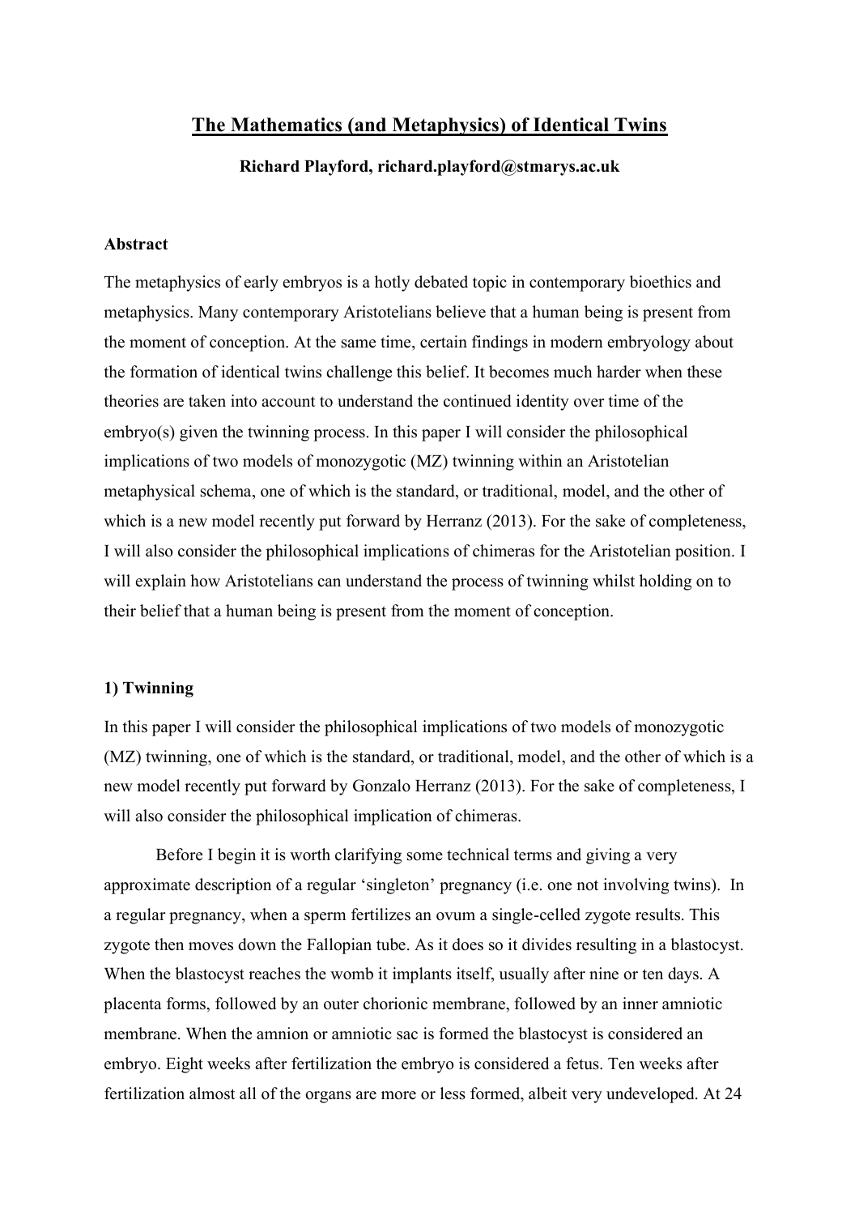# The Mathematics (and Metaphysics) of Identical Twins

**Richard Playford, richard.playford@stmarys.ac.uk**

### Abstract

The metaphysics of early embryos is a hotly debated topic in contemporary bioethics and metaphysics. Many contemporary Aristotelians believe that a human being is present from the moment of conception. At the same time, certain findings in modern embryology about the formation of identical twins challenge this belief. It becomes much harder when these theories are taken into account to understand the continued identity over time of the embryo(s) given the twinning process. In this paper I will consider the philosophical implications of two models of monozygotic (MZ) twinning within an Aristotelian metaphysical schema, one of which is the standard, or traditional, model, and the other of which is a new model recently put forward by Herranz (2013). For the sake of completeness, I will also consider the philosophical implications of chimeras for the Aristotelian position. I will explain how Aristotelians can understand the process of twinning whilst holding on to their belief that a human being is present from the moment of conception.

### 1) Twinning

In this paper I will consider the philosophical implications of two models of monozygotic (MZ) twinning, one of which is the standard, or traditional, model, and the other of which is a new model recently put forward by Gonzalo Herranz (2013). For the sake of completeness, I will also consider the philosophical implication of chimeras.

Before I begin it is worth clarifying some technical terms and giving a very approximate description of a regular 'singleton' pregnancy (i.e. one not involving twins). In a regular pregnancy, when a sperm fertilizes an ovum a single-celled zygote results. This zygote then moves down the Fallopian tube. As it does so it divides resulting in a blastocyst. When the blastocyst reaches the womb it implants itself, usually after nine or ten days. A placenta forms, followed by an outer chorionic membrane, followed by an inner amniotic membrane. When the amnion or amniotic sac is formed the blastocyst is considered an embryo. Eight weeks after fertilization the embryo is considered a fetus. Ten weeks after fertilization almost all of the organs are more or less formed, albeit very undeveloped. At 24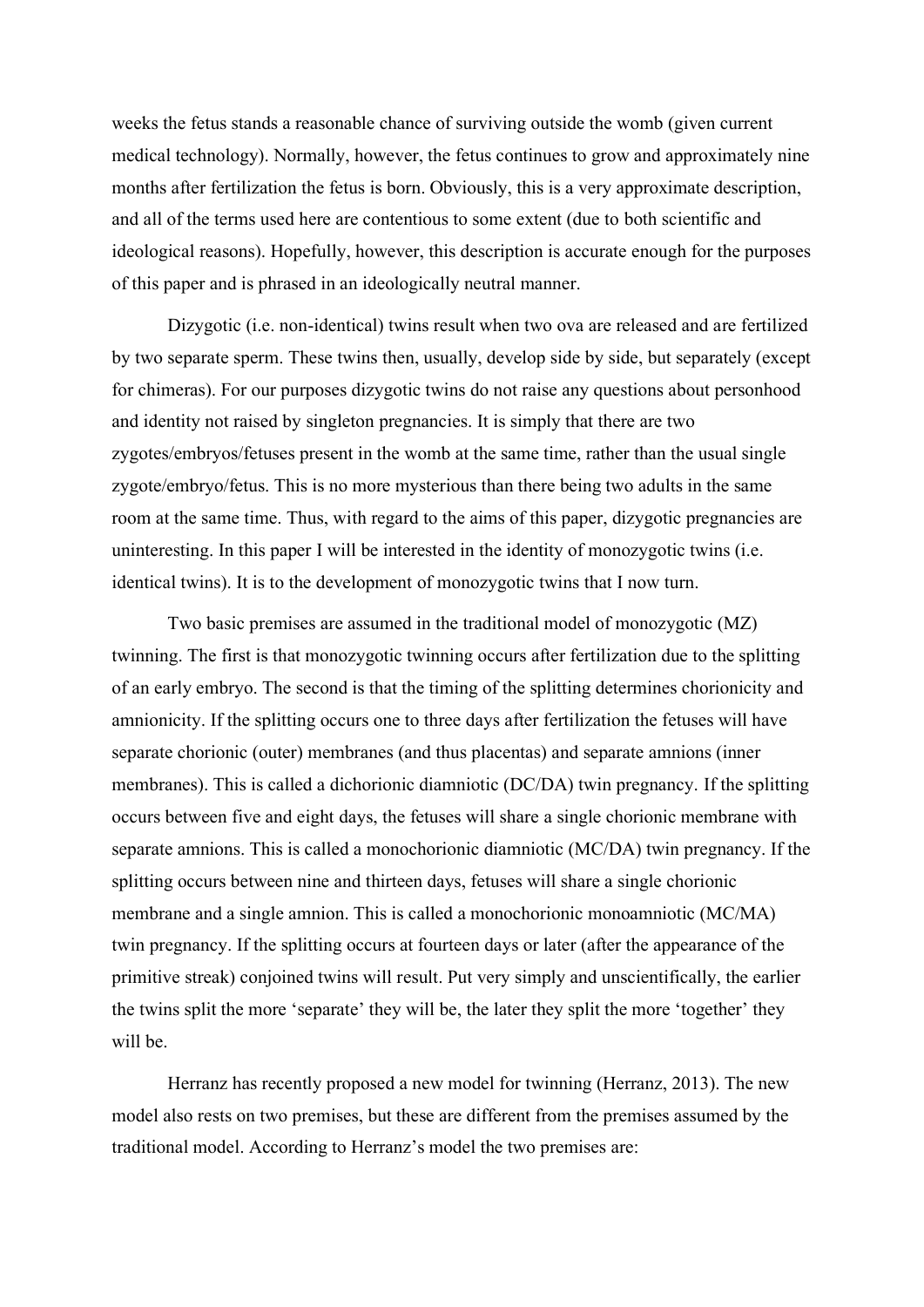weeks the fetus stands a reasonable chance of surviving outside the womb (given current medical technology). Normally, however, the fetus continues to grow and approximately nine months after fertilization the fetus is born. Obviously, this is a very approximate description, and all of the terms used here are contentious to some extent (due to both scientific and ideological reasons). Hopefully, however, this description is accurate enough for the purposes of this paper and is phrased in an ideologically neutral manner.

Dizygotic (i.e. non-identical) twins result when two ova are released and are fertilized by two separate sperm. These twins then, usually, develop side by side, but separately (except for chimeras). For our purposes dizygotic twins do not raise any questions about personhood and identity not raised by singleton pregnancies. It is simply that there are two zygotes/embryos/fetuses present in the womb at the same time, rather than the usual single zygote/embryo/fetus. This is no more mysterious than there being two adults in the same room at the same time. Thus, with regard to the aims of this paper, dizygotic pregnancies are uninteresting. In this paper I will be interested in the identity of monozygotic twins (i.e. identical twins). It is to the development of monozygotic twins that I now turn.

Two basic premises are assumed in the traditional model of monozygotic (MZ) twinning. The first is that monozygotic twinning occurs after fertilization due to the splitting of an early embryo. The second is that the timing of the splitting determines chorionicity and amnionicity. If the splitting occurs one to three days after fertilization the fetuses will have separate chorionic (outer) membranes (and thus placentas) and separate amnions (inner membranes). This is called a dichorionic diamniotic (DC/DA) twin pregnancy. If the splitting occurs between five and eight days, the fetuses will share a single chorionic membrane with separate amnions. This is called a monochorionic diamniotic (MC/DA) twin pregnancy. If the splitting occurs between nine and thirteen days, fetuses will share a single chorionic membrane and a single amnion. This is called a monochorionic monoamniotic (MC/MA) twin pregnancy. If the splitting occurs at fourteen days or later (after the appearance of the primitive streak) conjoined twins will result. Put very simply and unscientifically, the earlier the twins split the more 'separate' they will be, the later they split the more 'together' they will be.

Herranz has recently proposed a new model for twinning (Herranz, 2013). The new model also rests on two premises, but these are different from the premises assumed by the traditional model. According to Herranz's model the two premises are: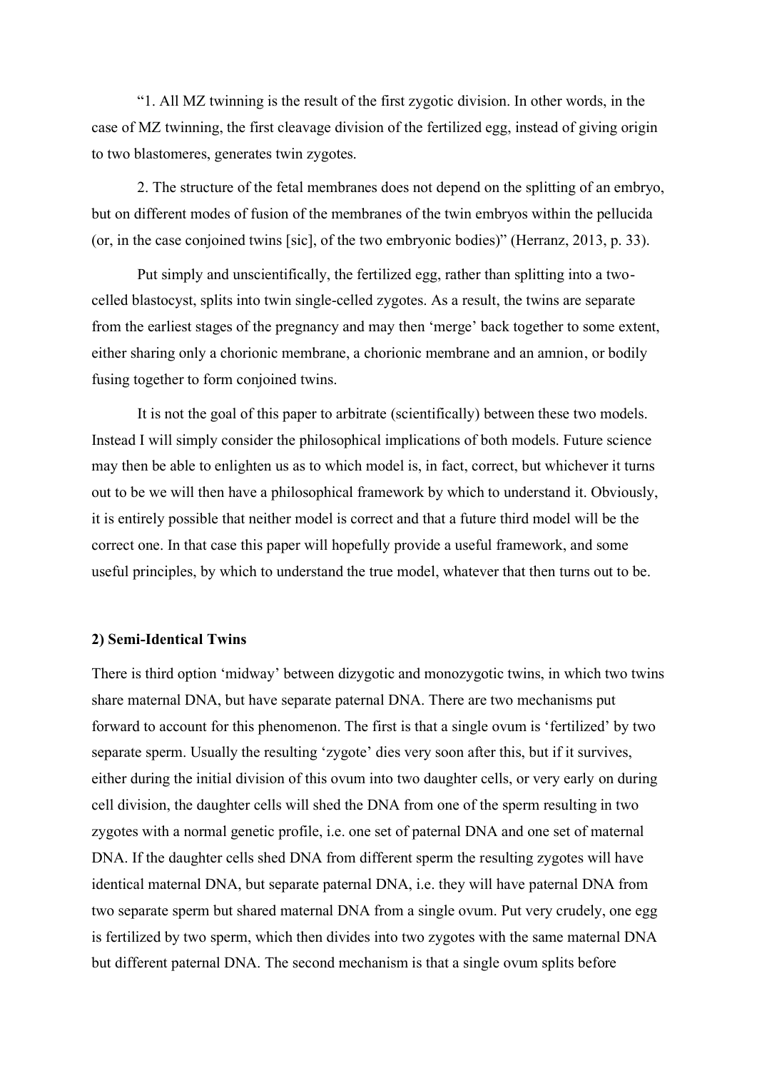"1. All MZ twinning is the result of the first zygotic division. In other words, in the case of MZ twinning, the first cleavage division of the fertilized egg, instead of giving origin to two blastomeres, generates twin zygotes.

2. The structure of the fetal membranes does not depend on the splitting of an embryo, but on different modes of fusion of the membranes of the twin embryos within the pellucida (or, in the case conjoined twins [sic], of the two embryonic bodies)" (Herranz, 2013, p. 33).

Put simply and unscientifically, the fertilized egg, rather than splitting into a two-celled blastocyst, splits into twin single-celled zygotes. As a result, the twins are separate from the earliest stages of the pregnancy and may then 'merge' back together to some extent, either sharing only a chorionic membrane, a chorionic membrane and an amnion, or bodily fusing together to form conjoined twins.

It is not the goal of this paper to arbitrate (scientifically) between these two models. Instead I will simply consider the philosophical implications of both models. Future science may then be able to enlighten us as to which model is, in fact, correct, but whichever it turns out to be we will then have a philosophical framework by which to understand it. Obviously, it is entirely possible that neither model is correct and that a future third model will be the correct one. In that case this paper will hopefully provide a useful framework, and some useful principles, by which to understand the true model, whatever that then turns out to be.

**2) Semi-Identical Twins**

There is third option 'midway' between dizygotic and monozygotic twins, in which two twins share maternal DNA, but have separate paternal DNA. There are two mechanisms put forward to account for this phenomenon. The first is that a single ovum is 'fertilized' by two separate sperm. Usually the resulting 'zygote' dies very soon after this, but if it survives, either during the initial division of this ovum into two daughter cells, or very early on during cell division, the daughter cells will shed the DNA from one of the sperm resulting in two zygotes with a normal genetic profile, i.e. one set of paternal DNA and one set of maternal DNA. If the daughter cells shed DNA from different sperm the resulting zygotes will have identical maternal DNA, but separate paternal DNA, i.e. they will have paternal DNA from two separate sperm but shared maternal DNA from a single ovum. Put very crudely, one egg is fertilized by two sperm, which then divides into two zygotes with the same maternal DNA but different paternal DNA. The second mechanism is that a single ovum splits before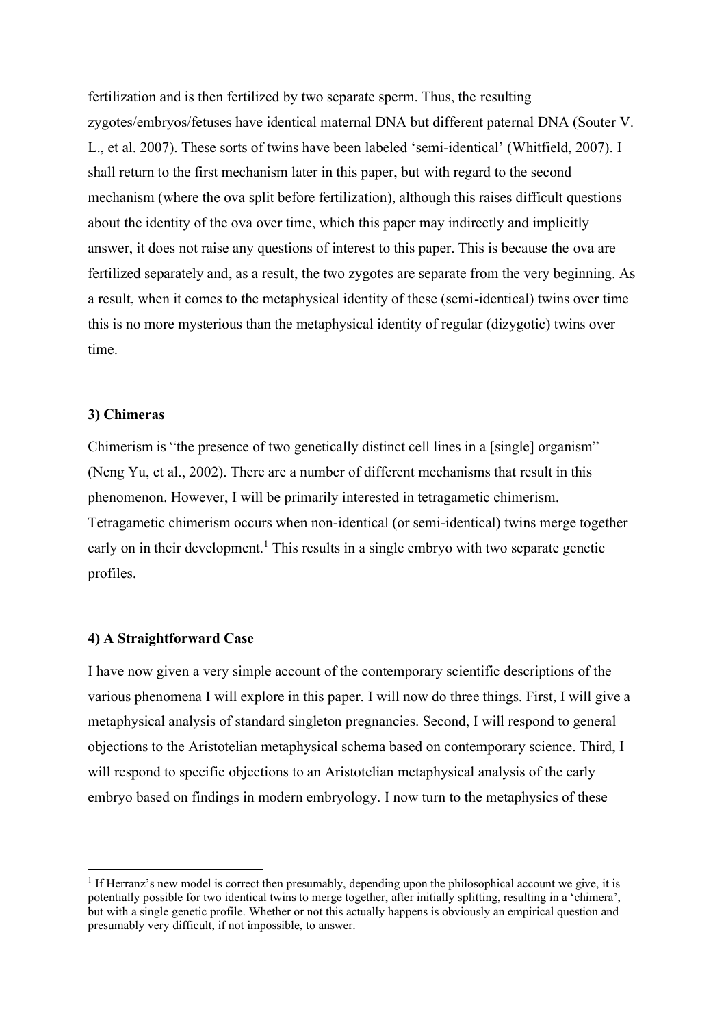fertilization and is then fertilized by two separate sperm. Thus, the resulting zygotes/embryos/fetuses have identical maternal DNA but different paternal DNA (Souter V. L., et al. 2007). These sorts of twins have been labeled 'semi-identical' (Whitfield, 2007). I shall return to the first mechanism later in this paper, but with regard to the second mechanism (where the ova split before fertilization), although this raises difficult questions about the identity of the ova over time, which this paper may indirectly and implicitly answer, it does not raise any questions of interest to this paper. This is because the ova are fertilized separately and, as a result, the two zygotes are separate from the very beginning. As a result, when it comes to the metaphysical identity of these (semi-identical) twins over time this is no more mysterious than the metaphysical identity of regular (dizygotic) twins over time.

### 3) Chimeras

Chimerism is "the presence of two genetically distinct cell lines in a [single] organism" (Neng Yu, et al., 2002). There are a number of different mechanisms that result in this phenomenon. However, I will be primarily interested in tetragametic chimerism. Tetragametic chimerism occurs when non-identical (or semi-identical) twins merge together early on in their development.[1] This results in a single embryo with two separate genetic profiles.

### 4) A Straightforward Case

I have now given a very simple account of the contemporary scientific descriptions of the various phenomena I will explore in this paper. I will now do three things. First, I will give a metaphysical analysis of standard singleton pregnancies. Second, I will respond to general objections to the Aristotelian metaphysical schema based on contemporary science. Third, I will respond to specific objections to an Aristotelian metaphysical analysis of the early embryo based on findings in modern embryology. I now turn to the metaphysics of these

---

[1] If Herranz's new model is correct then presumably, depending upon the philosophical account we give, it is potentially possible for two identical twins to merge together, after initially splitting, resulting in a 'chimera', but with a single genetic profile. Whether or not this actually happens is obviously an empirical question and presumably very difficult, if not impossible, to answer.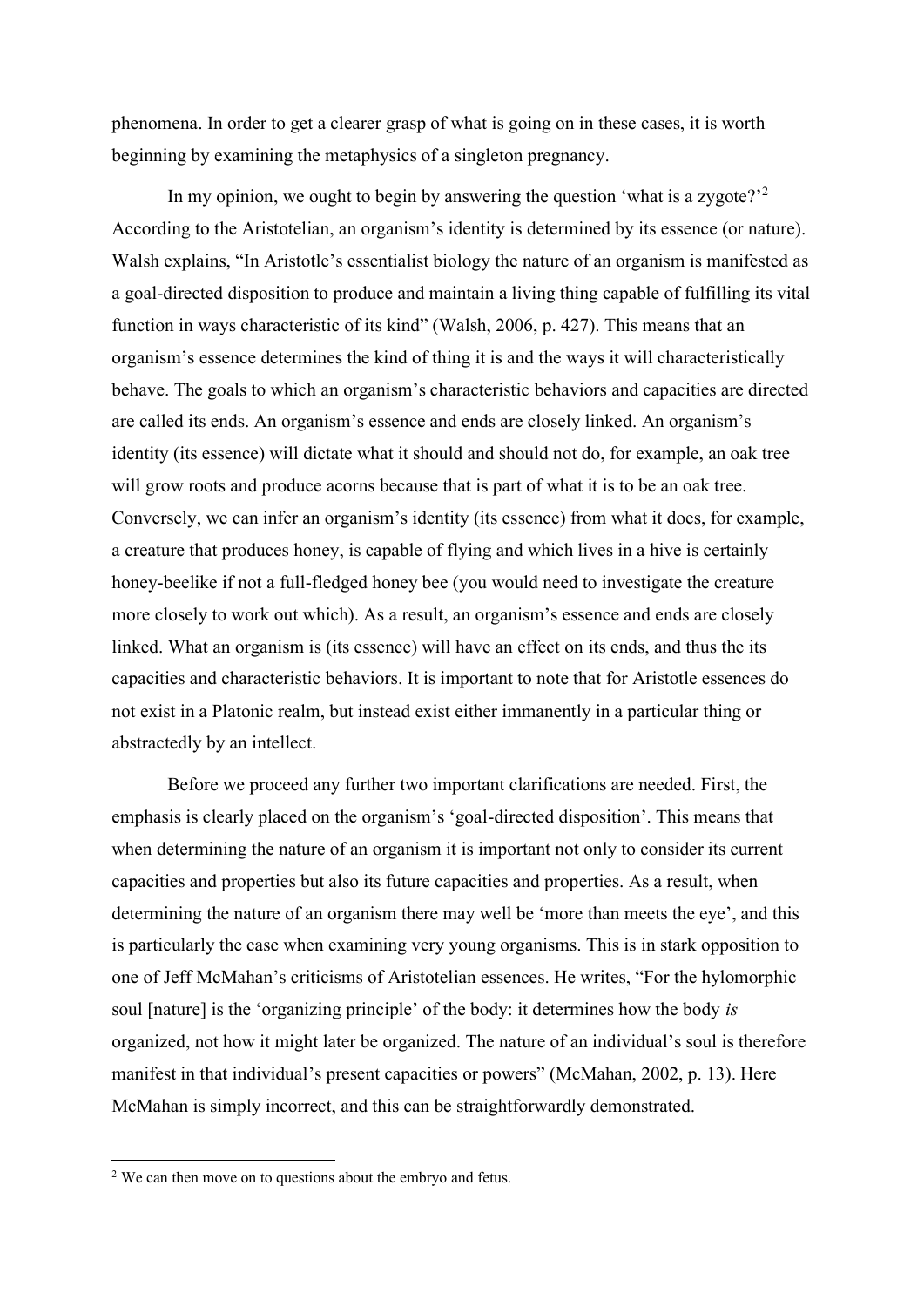phenomena. In order to get a clearer grasp of what is going on in these cases, it is worth beginning by examining the metaphysics of a singleton pregnancy.

In my opinion, we ought to begin by answering the question 'what is a zygote?'[2] According to the Aristotelian, an organism's identity is determined by its essence (or nature). Walsh explains, "In Aristotle's essentialist biology the nature of an organism is manifested as a goal-directed disposition to produce and maintain a living thing capable of fulfilling its vital function in ways characteristic of its kind" (Walsh, 2006, p. 427). This means that an organism's essence determines the kind of thing it is and the ways it will characteristically behave. The goals to which an organism's characteristic behaviors and capacities are directed are called its ends. An organism's essence and ends are closely linked. An organism's identity (its essence) will dictate what it should and should not do, for example, an oak tree will grow roots and produce acorns because that is part of what it is to be an oak tree. Conversely, we can infer an organism's identity (its essence) from what it does, for example, a creature that produces honey, is capable of flying and which lives in a hive is certainly honey-beelike if not a full-fledged honey bee (you would need to investigate the creature more closely to work out which). As a result, an organism's essence and ends are closely linked. What an organism is (its essence) will have an effect on its ends, and thus the its capacities and characteristic behaviors. It is important to note that for Aristotle essences do not exist in a Platonic realm, but instead exist either immanently in a particular thing or abstractedly by an intellect.

Before we proceed any further two important clarifications are needed. First, the emphasis is clearly placed on the organism's 'goal-directed disposition'. This means that when determining the nature of an organism it is important not only to consider its current capacities and properties but also its future capacities and properties. As a result, when determining the nature of an organism there may well be 'more than meets the eye', and this is particularly the case when examining very young organisms. This is in stark opposition to one of Jeff McMahan's criticisms of Aristotelian essences. He writes, "For the hylomorphic soul [nature] is the 'organizing principle' of the body: it determines how the body *is* organized, not how it might later be organized. The nature of an individual's soul is therefore manifest in that individual's present capacities or powers" (McMahan, 2002, p. 13). Here McMahan is simply incorrect, and this can be straightforwardly demonstrated.

[2] We can then move on to questions about the embryo and fetus.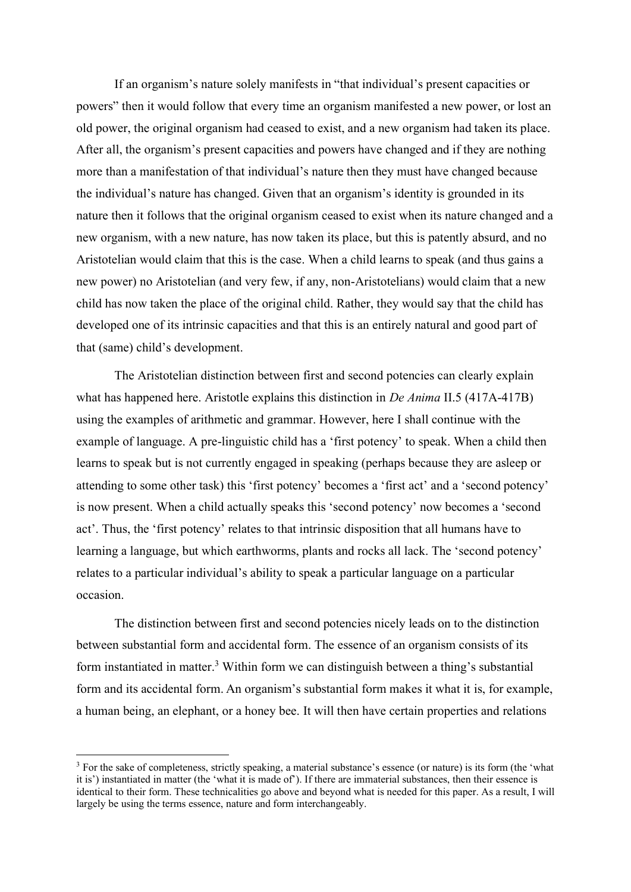If an organism's nature solely manifests in "that individual's present capacities or powers" then it would follow that every time an organism manifested a new power, or lost an old power, the original organism had ceased to exist, and a new organism had taken its place. After all, the organism's present capacities and powers have changed and if they are nothing more than a manifestation of that individual's nature then they must have changed because the individual's nature has changed. Given that an organism's identity is grounded in its nature then it follows that the original organism ceased to exist when its nature changed and a new organism, with a new nature, has now taken its place, but this is patently absurd, and no Aristotelian would claim that this is the case. When a child learns to speak (and thus gains a new power) no Aristotelian (and very few, if any, non-Aristotelians) would claim that a new child has now taken the place of the original child. Rather, they would say that the child has developed one of its intrinsic capacities and that this is an entirely natural and good part of that (same) child's development.

The Aristotelian distinction between first and second potencies can clearly explain what has happened here. Aristotle explains this distinction in *De Anima* II.5 (417A-417B) using the examples of arithmetic and grammar. However, here I shall continue with the example of language. A pre-linguistic child has a 'first potency' to speak. When a child then learns to speak but is not currently engaged in speaking (perhaps because they are asleep or attending to some other task) this 'first potency' becomes a 'first act' and a 'second potency' is now present. When a child actually speaks this 'second potency' now becomes a 'second act'. Thus, the 'first potency' relates to that intrinsic disposition that all humans have to learning a language, but which earthworms, plants and rocks all lack. The 'second potency' relates to a particular individual's ability to speak a particular language on a particular occasion.

The distinction between first and second potencies nicely leads on to the distinction between substantial form and accidental form. The essence of an organism consists of its form instantiated in matter.[3] Within form we can distinguish between a thing's substantial form and its accidental form. An organism's substantial form makes it what it is, for example, a human being, an elephant, or a honey bee. It will then have certain properties and relations

[3] For the sake of completeness, strictly speaking, a material substance's essence (or nature) is its form (the 'what it is') instantiated in matter (the 'what it is made of'). If there are immaterial substances, then their essence is identical to their form. These technicalities go above and beyond what is needed for this paper. As a result, I will largely be using the terms essence, nature and form interchangeably.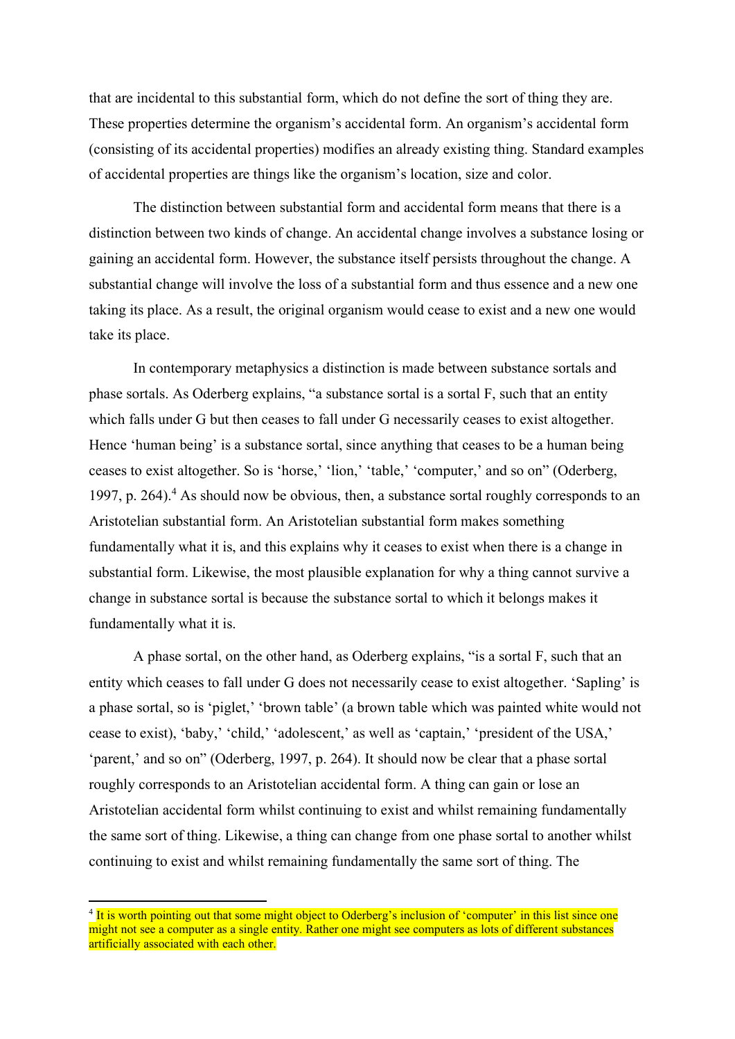that are incidental to this substantial form, which do not define the sort of thing they are. These properties determine the organism's accidental form. An organism's accidental form (consisting of its accidental properties) modifies an already existing thing. Standard examples of accidental properties are things like the organism's location, size and color.

The distinction between substantial form and accidental form means that there is a distinction between two kinds of change. An accidental change involves a substance losing or gaining an accidental form. However, the substance itself persists throughout the change. A substantial change will involve the loss of a substantial form and thus essence and a new one taking its place. As a result, the original organism would cease to exist and a new one would take its place.

In contemporary metaphysics a distinction is made between substance sortals and phase sortals. As Oderberg explains, "a substance sortal is a sortal F, such that an entity which falls under G but then ceases to fall under G necessarily ceases to exist altogether. Hence 'human being' is a substance sortal, since anything that ceases to be a human being ceases to exist altogether. So is 'horse,' 'lion,' 'table,' 'computer,' and so on" (Oderberg, 1997, p. 264).[4] As should now be obvious, then, a substance sortal roughly corresponds to an Aristotelian substantial form. An Aristotelian substantial form makes something fundamentally what it is, and this explains why it ceases to exist when there is a change in substantial form. Likewise, the most plausible explanation for why a thing cannot survive a change in substance sortal is because the substance sortal to which it belongs makes it fundamentally what it is.

A phase sortal, on the other hand, as Oderberg explains, "is a sortal F, such that an entity which ceases to fall under G does not necessarily cease to exist altogether. 'Sapling' is a phase sortal, so is 'piglet,' 'brown table' (a brown table which was painted white would not cease to exist), 'baby,' 'child,' 'adolescent,' as well as 'captain,' 'president of the USA,' 'parent,' and so on" (Oderberg, 1997, p. 264). It should now be clear that a phase sortal roughly corresponds to an Aristotelian accidental form. A thing can gain or lose an Aristotelian accidental form whilst continuing to exist and whilst remaining fundamentally the same sort of thing. Likewise, a thing can change from one phase sortal to another whilst continuing to exist and whilst remaining fundamentally the same sort of thing. The

---

[4] It is worth pointing out that some might object to Oderberg's inclusion of 'computer' in this list since one might not see a computer as a single entity. Rather one might see computers as lots of different substances artificially associated with each other.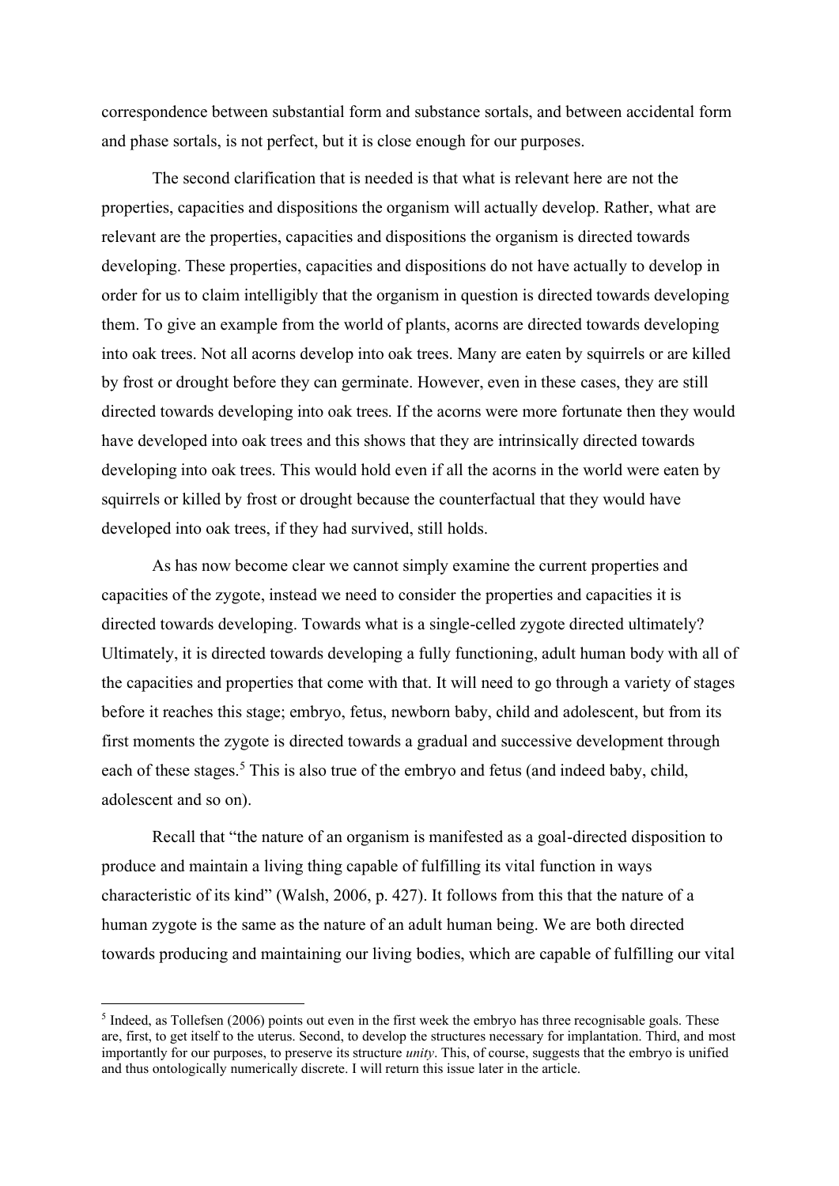correspondence between substantial form and substance sortals, and between accidental form and phase sortals, is not perfect, but it is close enough for our purposes.

The second clarification that is needed is that what is relevant here are not the properties, capacities and dispositions the organism will actually develop. Rather, what are relevant are the properties, capacities and dispositions the organism is directed towards developing. These properties, capacities and dispositions do not have actually to develop in order for us to claim intelligibly that the organism in question is directed towards developing them. To give an example from the world of plants, acorns are directed towards developing into oak trees. Not all acorns develop into oak trees. Many are eaten by squirrels or are killed by frost or drought before they can germinate. However, even in these cases, they are still directed towards developing into oak trees. If the acorns were more fortunate then they would have developed into oak trees and this shows that they are intrinsically directed towards developing into oak trees. This would hold even if all the acorns in the world were eaten by squirrels or killed by frost or drought because the counterfactual that they would have developed into oak trees, if they had survived, still holds.

As has now become clear we cannot simply examine the current properties and capacities of the zygote, instead we need to consider the properties and capacities it is directed towards developing. Towards what is a single-celled zygote directed ultimately? Ultimately, it is directed towards developing a fully functioning, adult human body with all of the capacities and properties that come with that. It will need to go through a variety of stages before it reaches this stage; embryo, fetus, newborn baby, child and adolescent, but from its first moments the zygote is directed towards a gradual and successive development through each of these stages.[5] This is also true of the embryo and fetus (and indeed baby, child, adolescent and so on).

Recall that "the nature of an organism is manifested as a goal-directed disposition to produce and maintain a living thing capable of fulfilling its vital function in ways characteristic of its kind" (Walsh, 2006, p. 427). It follows from this that the nature of a human zygote is the same as the nature of an adult human being. We are both directed towards producing and maintaining our living bodies, which are capable of fulfilling our vital

---

[5] Indeed, as Tollefsen (2006) points out even in the first week the embryo has three recognisable goals. These are, first, to get itself to the uterus. Second, to develop the structures necessary for implantation. Third, and most importantly for our purposes, to preserve its structure *unity*. This, of course, suggests that the embryo is unified and thus ontologically numerically discrete. I will return this issue later in the article.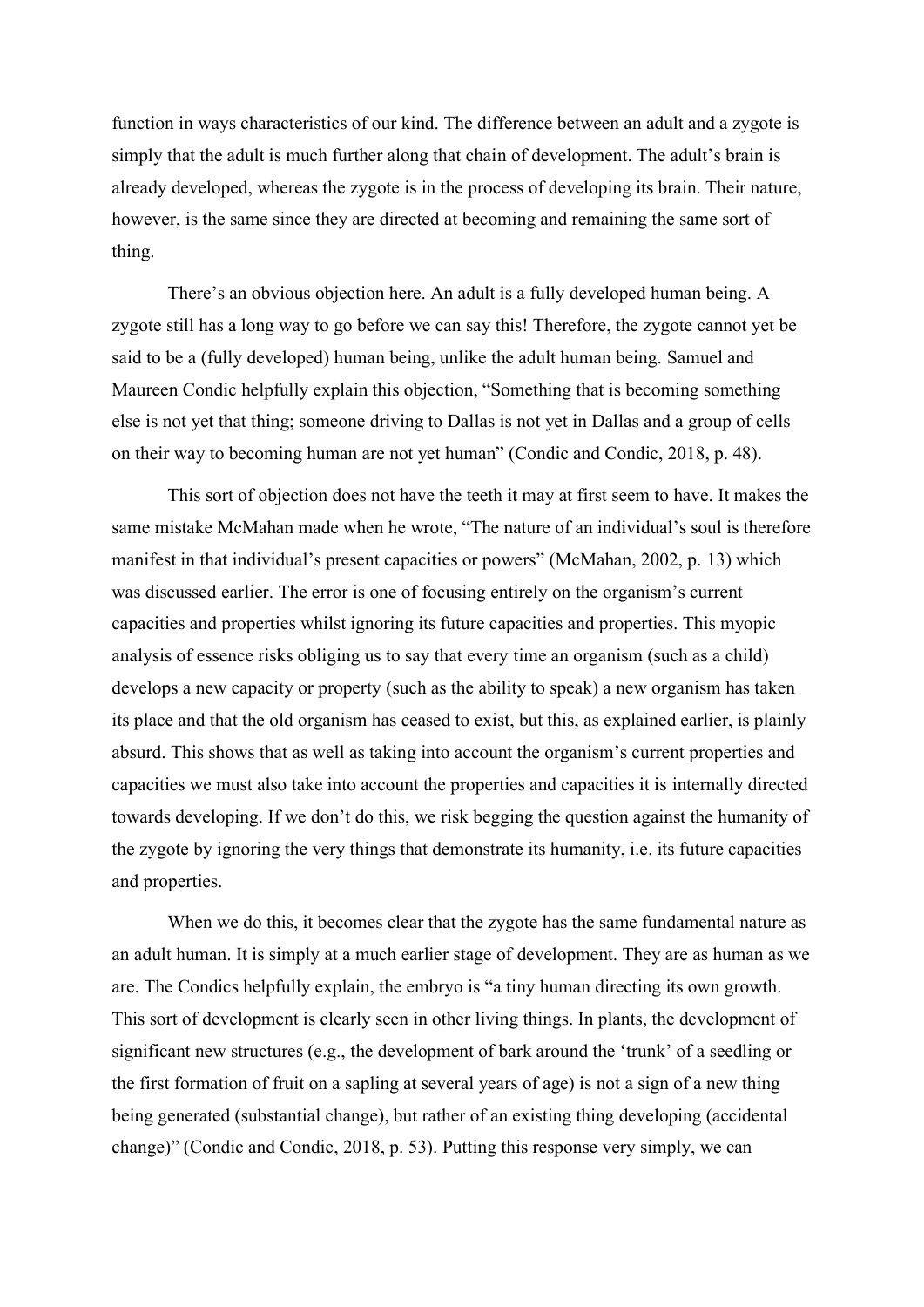function in ways characteristics of our kind. The difference between an adult and a zygote is simply that the adult is much further along that chain of development. The adult's brain is already developed, whereas the zygote is in the process of developing its brain. Their nature, however, is the same since they are directed at becoming and remaining the same sort of thing.

There's an obvious objection here. An adult is a fully developed human being. A zygote still has a long way to go before we can say this! Therefore, the zygote cannot yet be said to be a (fully developed) human being, unlike the adult human being. Samuel and Maureen Condic helpfully explain this objection, "Something that is becoming something else is not yet that thing; someone driving to Dallas is not yet in Dallas and a group of cells on their way to becoming human are not yet human" (Condic and Condic, 2018, p. 48).

This sort of objection does not have the teeth it may at first seem to have. It makes the same mistake McMahan made when he wrote, "The nature of an individual's soul is therefore manifest in that individual's present capacities or powers" (McMahan, 2002, p. 13) which was discussed earlier. The error is one of focusing entirely on the organism's current capacities and properties whilst ignoring its future capacities and properties. This myopic analysis of essence risks obliging us to say that every time an organism (such as a child) develops a new capacity or property (such as the ability to speak) a new organism has taken its place and that the old organism has ceased to exist, but this, as explained earlier, is plainly absurd. This shows that as well as taking into account the organism's current properties and capacities we must also take into account the properties and capacities it is internally directed towards developing. If we don't do this, we risk begging the question against the humanity of the zygote by ignoring the very things that demonstrate its humanity, i.e. its future capacities and properties.

When we do this, it becomes clear that the zygote has the same fundamental nature as an adult human. It is simply at a much earlier stage of development. They are as human as we are. The Condics helpfully explain, the embryo is "a tiny human directing its own growth. This sort of development is clearly seen in other living things. In plants, the development of significant new structures (e.g., the development of bark around the 'trunk' of a seedling or the first formation of fruit on a sapling at several years of age) is not a sign of a new thing being generated (substantial change), but rather of an existing thing developing (accidental change)" (Condic and Condic, 2018, p. 53). Putting this response very simply, we can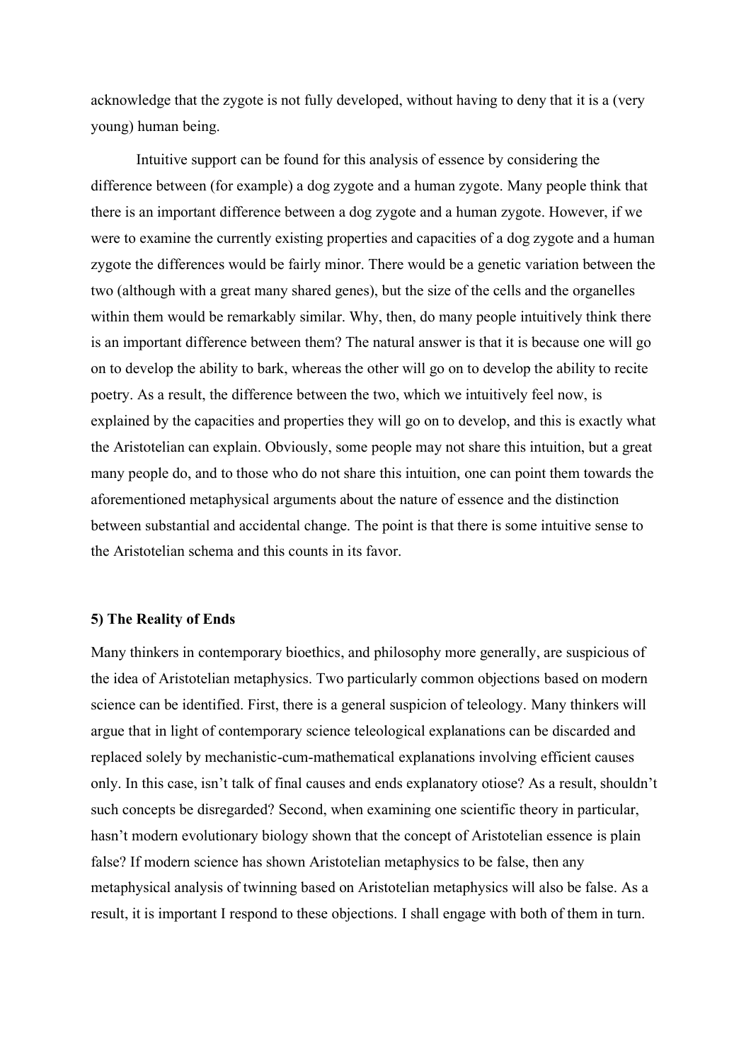acknowledge that the zygote is not fully developed, without having to deny that it is a (very young) human being.

Intuitive support can be found for this analysis of essence by considering the difference between (for example) a dog zygote and a human zygote. Many people think that there is an important difference between a dog zygote and a human zygote. However, if we were to examine the currently existing properties and capacities of a dog zygote and a human zygote the differences would be fairly minor. There would be a genetic variation between the two (although with a great many shared genes), but the size of the cells and the organelles within them would be remarkably similar. Why, then, do many people intuitively think there is an important difference between them? The natural answer is that it is because one will go on to develop the ability to bark, whereas the other will go on to develop the ability to recite poetry. As a result, the difference between the two, which we intuitively feel now, is explained by the capacities and properties they will go on to develop, and this is exactly what the Aristotelian can explain. Obviously, some people may not share this intuition, but a great many people do, and to those who do not share this intuition, one can point them towards the aforementioned metaphysical arguments about the nature of essence and the distinction between substantial and accidental change. The point is that there is some intuitive sense to the Aristotelian schema and this counts in its favor.

### 5) The Reality of Ends

Many thinkers in contemporary bioethics, and philosophy more generally, are suspicious of the idea of Aristotelian metaphysics. Two particularly common objections based on modern science can be identified. First, there is a general suspicion of teleology. Many thinkers will argue that in light of contemporary science teleological explanations can be discarded and replaced solely by mechanistic-cum-mathematical explanations involving efficient causes only. In this case, isn't talk of final causes and ends explanatory otiose? As a result, shouldn't such concepts be disregarded? Second, when examining one scientific theory in particular, hasn't modern evolutionary biology shown that the concept of Aristotelian essence is plain false? If modern science has shown Aristotelian metaphysics to be false, then any metaphysical analysis of twinning based on Aristotelian metaphysics will also be false. As a result, it is important I respond to these objections. I shall engage with both of them in turn.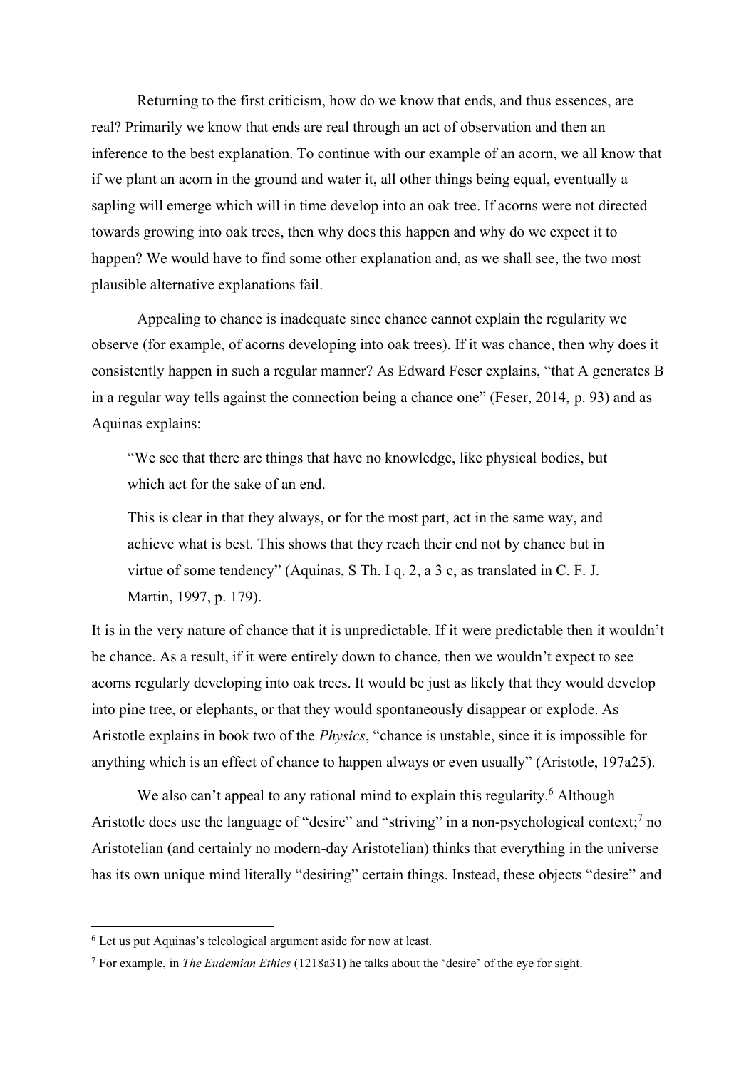Returning to the first criticism, how do we know that ends, and thus essences, are real? Primarily we know that ends are real through an act of observation and then an inference to the best explanation. To continue with our example of an acorn, we all know that if we plant an acorn in the ground and water it, all other things being equal, eventually a sapling will emerge which will in time develop into an oak tree. If acorns were not directed towards growing into oak trees, then why does this happen and why do we expect it to happen? We would have to find some other explanation and, as we shall see, the two most plausible alternative explanations fail.

Appealing to chance is inadequate since chance cannot explain the regularity we observe (for example, of acorns developing into oak trees). If it was chance, then why does it consistently happen in such a regular manner? As Edward Feser explains, "that A generates B in a regular way tells against the connection being a chance one" (Feser, 2014, p. 93) and as Aquinas explains:

> "We see that there are things that have no knowledge, like physical bodies, but which act for the sake of an end.
>
> This is clear in that they always, or for the most part, act in the same way, and achieve what is best. This shows that they reach their end not by chance but in virtue of some tendency" (Aquinas, S Th. I q. 2, a 3 c, as translated in C. F. J. Martin, 1997, p. 179).

It is in the very nature of chance that it is unpredictable. If it were predictable then it wouldn't be chance. As a result, if it were entirely down to chance, then we wouldn't expect to see acorns regularly developing into oak trees. It would be just as likely that they would develop into pine tree, or elephants, or that they would spontaneously disappear or explode. As Aristotle explains in book two of the *Physics*, "chance is unstable, since it is impossible for anything which is an effect of chance to happen always or even usually" (Aristotle, 197a25).

We also can't appeal to any rational mind to explain this regularity.[6] Although Aristotle does use the language of "desire" and "striving" in a non-psychological context;[7] no Aristotelian (and certainly no modern-day Aristotelian) thinks that everything in the universe has its own unique mind literally "desiring" certain things. Instead, these objects "desire" and

---

[6] Let us put Aquinas's teleological argument aside for now at least.

[7] For example, in *The Eudemian Ethics* (1218a31) he talks about the 'desire' of the eye for sight.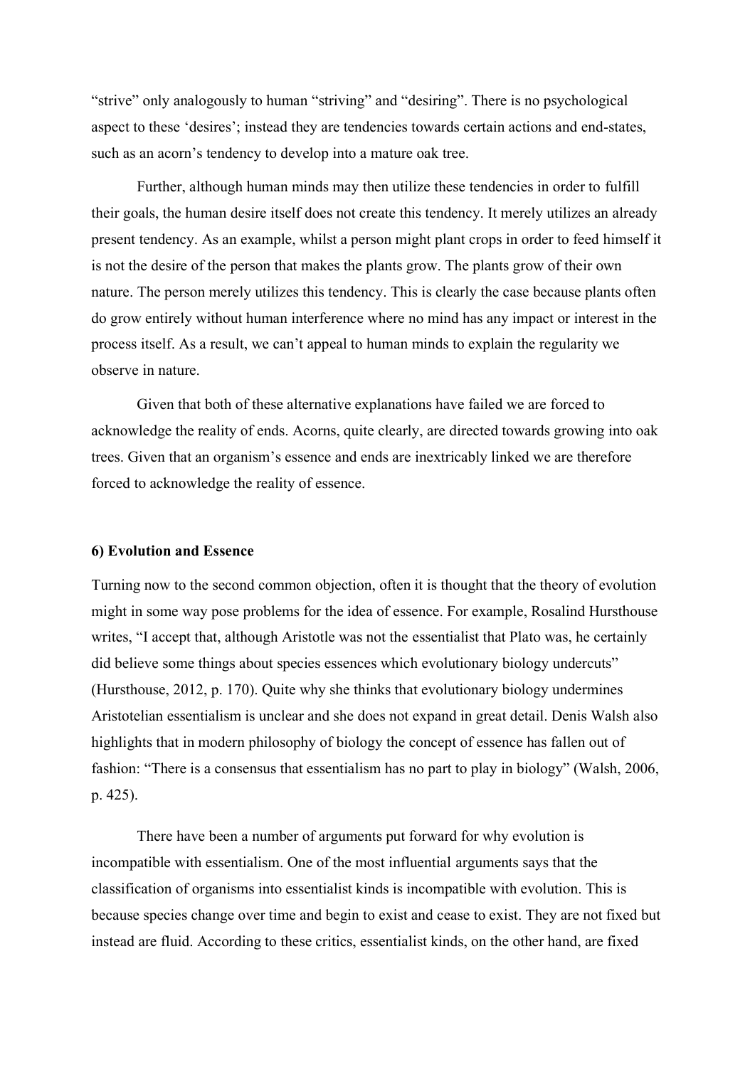"strive" only analogously to human "striving" and "desiring". There is no psychological aspect to these 'desires'; instead they are tendencies towards certain actions and end-states, such as an acorn's tendency to develop into a mature oak tree.

Further, although human minds may then utilize these tendencies in order to fulfill their goals, the human desire itself does not create this tendency. It merely utilizes an already present tendency. As an example, whilst a person might plant crops in order to feed himself it is not the desire of the person that makes the plants grow. The plants grow of their own nature. The person merely utilizes this tendency. This is clearly the case because plants often do grow entirely without human interference where no mind has any impact or interest in the process itself. As a result, we can't appeal to human minds to explain the regularity we observe in nature.

Given that both of these alternative explanations have failed we are forced to acknowledge the reality of ends. Acorns, quite clearly, are directed towards growing into oak trees. Given that an organism's essence and ends are inextricably linked we are therefore forced to acknowledge the reality of essence.

### 6) Evolution and Essence

Turning now to the second common objection, often it is thought that the theory of evolution might in some way pose problems for the idea of essence. For example, Rosalind Hursthouse writes, "I accept that, although Aristotle was not the essentialist that Plato was, he certainly did believe some things about species essences which evolutionary biology undercuts" (Hursthouse, 2012, p. 170). Quite why she thinks that evolutionary biology undermines Aristotelian essentialism is unclear and she does not expand in great detail. Denis Walsh also highlights that in modern philosophy of biology the concept of essence has fallen out of fashion: "There is a consensus that essentialism has no part to play in biology" (Walsh, 2006, p. 425).

There have been a number of arguments put forward for why evolution is incompatible with essentialism. One of the most influential arguments says that the classification of organisms into essentialist kinds is incompatible with evolution. This is because species change over time and begin to exist and cease to exist. They are not fixed but instead are fluid. According to these critics, essentialist kinds, on the other hand, are fixed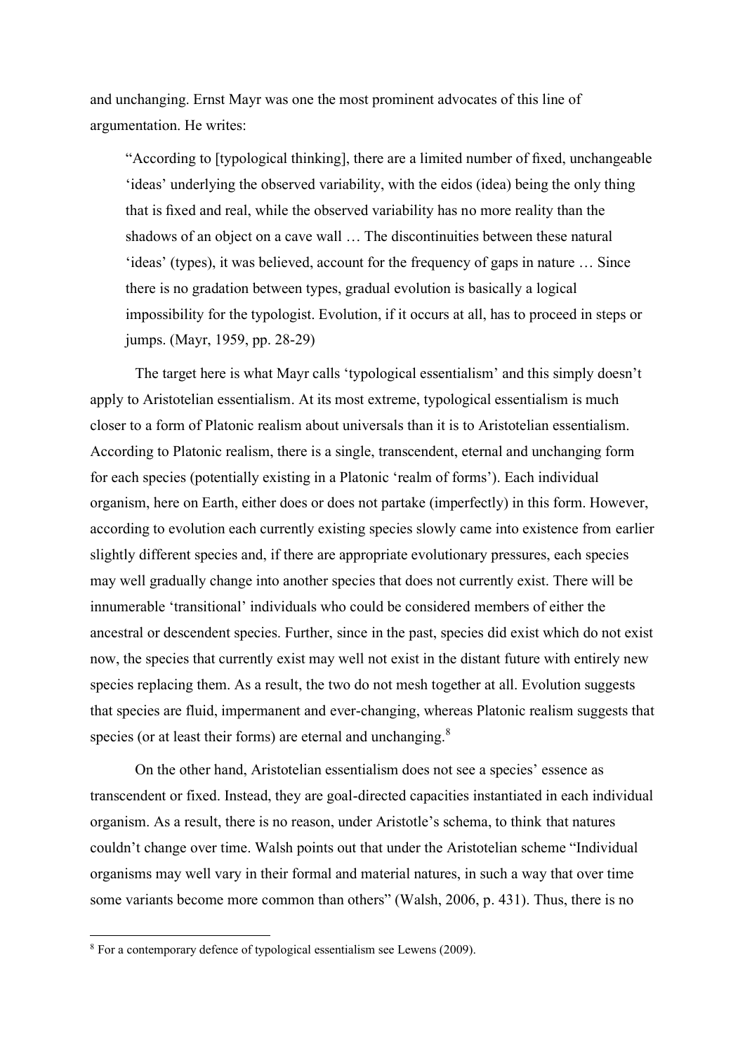and unchanging. Ernst Mayr was one the most prominent advocates of this line of argumentation. He writes:

> "According to [typological thinking], there are a limited number of fixed, unchangeable 'ideas' underlying the observed variability, with the eidos (idea) being the only thing that is fixed and real, while the observed variability has no more reality than the shadows of an object on a cave wall … The discontinuities between these natural 'ideas' (types), it was believed, account for the frequency of gaps in nature … Since there is no gradation between types, gradual evolution is basically a logical impossibility for the typologist. Evolution, if it occurs at all, has to proceed in steps or jumps. (Mayr, 1959, pp. 28-29)

The target here is what Mayr calls 'typological essentialism' and this simply doesn't apply to Aristotelian essentialism. At its most extreme, typological essentialism is much closer to a form of Platonic realism about universals than it is to Aristotelian essentialism. According to Platonic realism, there is a single, transcendent, eternal and unchanging form for each species (potentially existing in a Platonic 'realm of forms'). Each individual organism, here on Earth, either does or does not partake (imperfectly) in this form. However, according to evolution each currently existing species slowly came into existence from earlier slightly different species and, if there are appropriate evolutionary pressures, each species may well gradually change into another species that does not currently exist. There will be innumerable 'transitional' individuals who could be considered members of either the ancestral or descendent species. Further, since in the past, species did exist which do not exist now, the species that currently exist may well not exist in the distant future with entirely new species replacing them. As a result, the two do not mesh together at all. Evolution suggests that species are fluid, impermanent and ever-changing, whereas Platonic realism suggests that species (or at least their forms) are eternal and unchanging.[8]

On the other hand, Aristotelian essentialism does not see a species' essence as transcendent or fixed. Instead, they are goal-directed capacities instantiated in each individual organism. As a result, there is no reason, under Aristotle's schema, to think that natures couldn't change over time. Walsh points out that under the Aristotelian scheme "Individual organisms may well vary in their formal and material natures, in such a way that over time some variants become more common than others" (Walsh, 2006, p. 431). Thus, there is no

---

[8] For a contemporary defence of typological essentialism see Lewens (2009).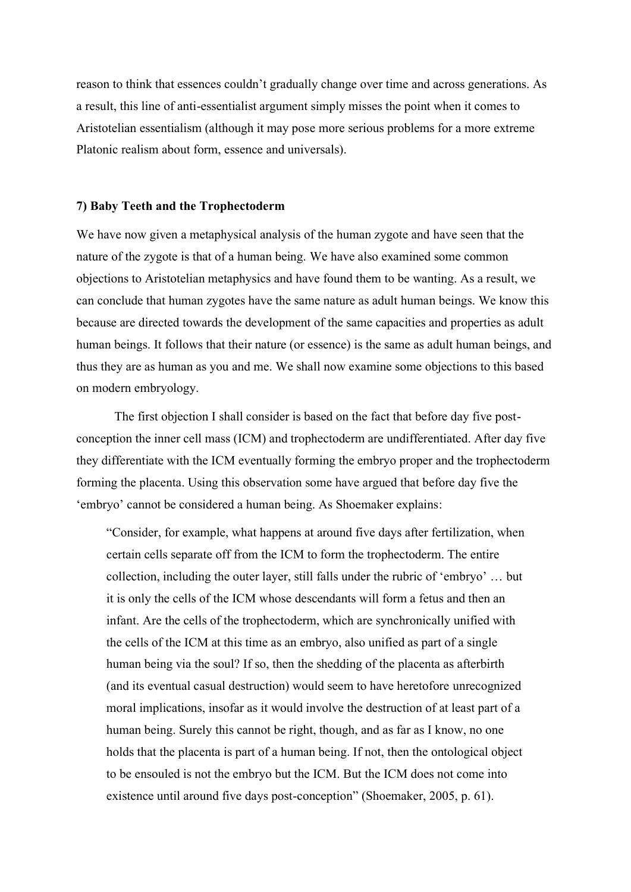reason to think that essences couldn't gradually change over time and across generations. As a result, this line of anti-essentialist argument simply misses the point when it comes to Aristotelian essentialism (although it may pose more serious problems for a more extreme Platonic realism about form, essence and universals).

### 7) Baby Teeth and the Trophectoderm

We have now given a metaphysical analysis of the human zygote and have seen that the nature of the zygote is that of a human being. We have also examined some common objections to Aristotelian metaphysics and have found them to be wanting. As a result, we can conclude that human zygotes have the same nature as adult human beings. We know this because are directed towards the development of the same capacities and properties as adult human beings. It follows that their nature (or essence) is the same as adult human beings, and thus they are as human as you and me. We shall now examine some objections to this based on modern embryology.

The first objection I shall consider is based on the fact that before day five post-conception the inner cell mass (ICM) and trophectoderm are undifferentiated. After day five they differentiate with the ICM eventually forming the embryo proper and the trophectoderm forming the placenta. Using this observation some have argued that before day five the 'embryo' cannot be considered a human being. As Shoemaker explains:

> "Consider, for example, what happens at around five days after fertilization, when certain cells separate off from the ICM to form the trophectoderm. The entire collection, including the outer layer, still falls under the rubric of 'embryo' … but it is only the cells of the ICM whose descendants will form a fetus and then an infant. Are the cells of the trophectoderm, which are synchronically unified with the cells of the ICM at this time as an embryo, also unified as part of a single human being via the soul? If so, then the shedding of the placenta as afterbirth (and its eventual casual destruction) would seem to have heretofore unrecognized moral implications, insofar as it would involve the destruction of at least part of a human being. Surely this cannot be right, though, and as far as I know, no one holds that the placenta is part of a human being. If not, then the ontological object to be ensouled is not the embryo but the ICM. But the ICM does not come into existence until around five days post-conception" (Shoemaker, 2005, p. 61).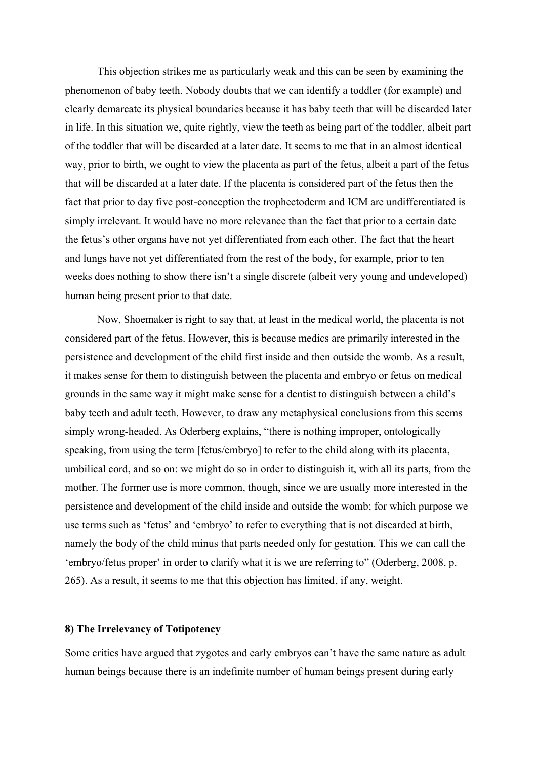This objection strikes me as particularly weak and this can be seen by examining the phenomenon of baby teeth. Nobody doubts that we can identify a toddler (for example) and clearly demarcate its physical boundaries because it has baby teeth that will be discarded later in life. In this situation we, quite rightly, view the teeth as being part of the toddler, albeit part of the toddler that will be discarded at a later date. It seems to me that in an almost identical way, prior to birth, we ought to view the placenta as part of the fetus, albeit a part of the fetus that will be discarded at a later date. If the placenta is considered part of the fetus then the fact that prior to day five post-conception the trophectoderm and ICM are undifferentiated is simply irrelevant. It would have no more relevance than the fact that prior to a certain date the fetus's other organs have not yet differentiated from each other. The fact that the heart and lungs have not yet differentiated from the rest of the body, for example, prior to ten weeks does nothing to show there isn't a single discrete (albeit very young and undeveloped) human being present prior to that date.

Now, Shoemaker is right to say that, at least in the medical world, the placenta is not considered part of the fetus. However, this is because medics are primarily interested in the persistence and development of the child first inside and then outside the womb. As a result, it makes sense for them to distinguish between the placenta and embryo or fetus on medical grounds in the same way it might make sense for a dentist to distinguish between a child's baby teeth and adult teeth. However, to draw any metaphysical conclusions from this seems simply wrong-headed. As Oderberg explains, "there is nothing improper, ontologically speaking, from using the term [fetus/embryo] to refer to the child along with its placenta, umbilical cord, and so on: we might do so in order to distinguish it, with all its parts, from the mother. The former use is more common, though, since we are usually more interested in the persistence and development of the child inside and outside the womb; for which purpose we use terms such as 'fetus' and 'embryo' to refer to everything that is not discarded at birth, namely the body of the child minus that parts needed only for gestation. This we can call the 'embryo/fetus proper' in order to clarify what it is we are referring to" (Oderberg, 2008, p. 265). As a result, it seems to me that this objection has limited, if any, weight.

### 8) The Irrelevancy of Totipotency

Some critics have argued that zygotes and early embryos can't have the same nature as adult human beings because there is an indefinite number of human beings present during early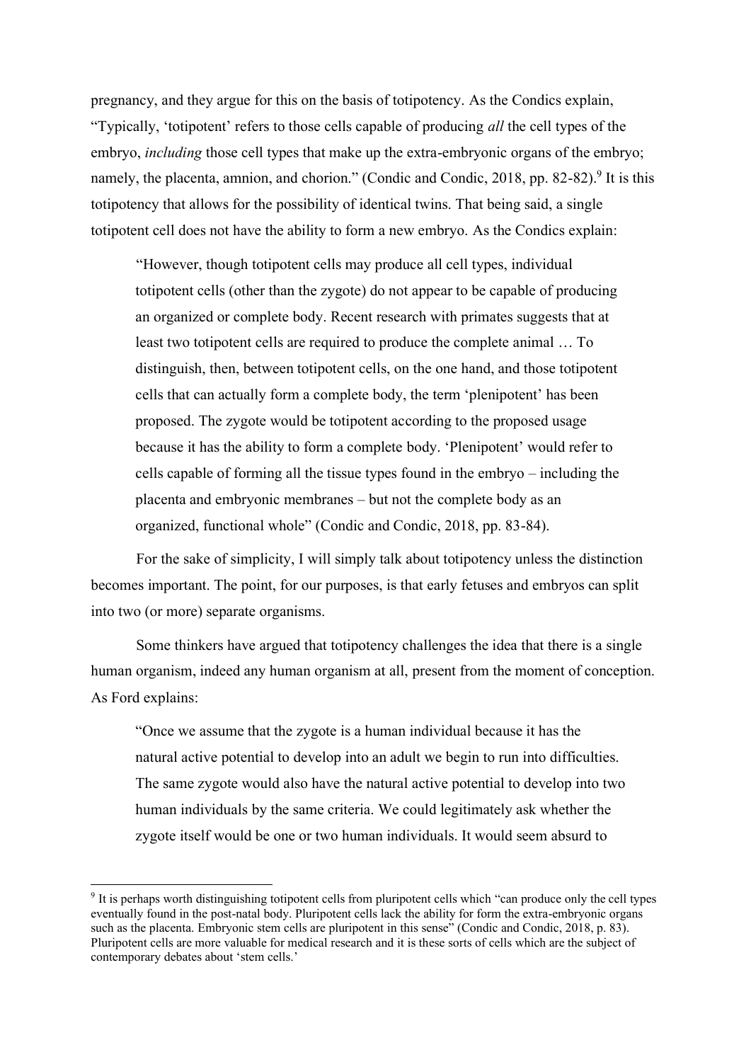pregnancy, and they argue for this on the basis of totipotency. As the Condics explain, "Typically, 'totipotent' refers to those cells capable of producing *all* the cell types of the embryo, *including* those cell types that make up the extra-embryonic organs of the embryo; namely, the placenta, amnion, and chorion." (Condic and Condic, 2018, pp. 82-82).[9] It is this totipotency that allows for the possibility of identical twins. That being said, a single totipotent cell does not have the ability to form a new embryo. As the Condics explain:

> "However, though totipotent cells may produce all cell types, individual totipotent cells (other than the zygote) do not appear to be capable of producing an organized or complete body. Recent research with primates suggests that at least two totipotent cells are required to produce the complete animal … To distinguish, then, between totipotent cells, on the one hand, and those totipotent cells that can actually form a complete body, the term 'plenipotent' has been proposed. The zygote would be totipotent according to the proposed usage because it has the ability to form a complete body. 'Plenipotent' would refer to cells capable of forming all the tissue types found in the embryo – including the placenta and embryonic membranes – but not the complete body as an organized, functional whole" (Condic and Condic, 2018, pp. 83-84).

For the sake of simplicity, I will simply talk about totipotency unless the distinction becomes important. The point, for our purposes, is that early fetuses and embryos can split into two (or more) separate organisms.

Some thinkers have argued that totipotency challenges the idea that there is a single human organism, indeed any human organism at all, present from the moment of conception. As Ford explains:

> "Once we assume that the zygote is a human individual because it has the natural active potential to develop into an adult we begin to run into difficulties. The same zygote would also have the natural active potential to develop into two human individuals by the same criteria. We could legitimately ask whether the zygote itself would be one or two human individuals. It would seem absurd to

---

[9] It is perhaps worth distinguishing totipotent cells from pluripotent cells which "can produce only the cell types eventually found in the post-natal body. Pluripotent cells lack the ability for form the extra-embryonic organs such as the placenta. Embryonic stem cells are pluripotent in this sense" (Condic and Condic, 2018, p. 83). Pluripotent cells are more valuable for medical research and it is these sorts of cells which are the subject of contemporary debates about 'stem cells.'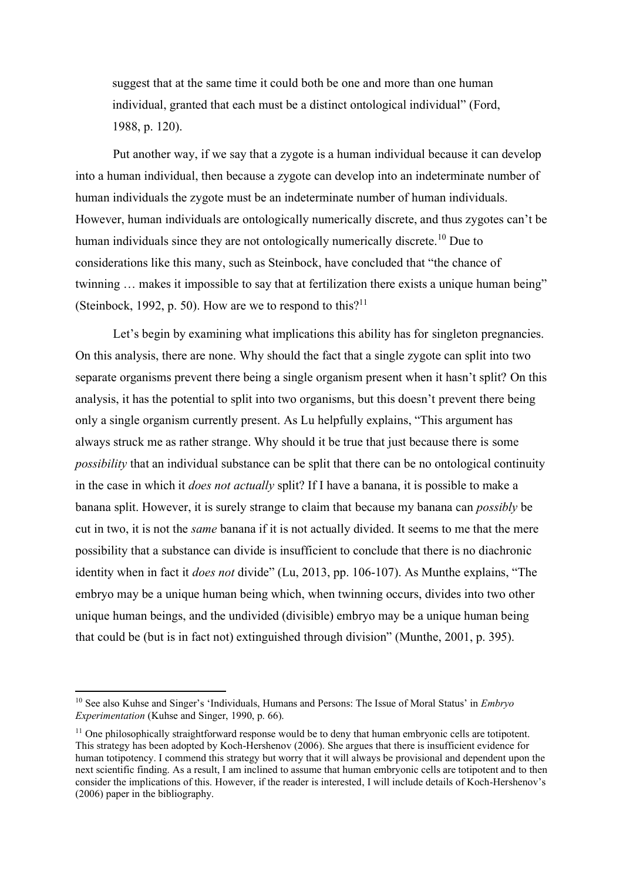> suggest that at the same time it could both be one and more than one human individual, granted that each must be a distinct ontological individual" (Ford, 1988, p. 120).

Put another way, if we say that a zygote is a human individual because it can develop into a human individual, then because a zygote can develop into an indeterminate number of human individuals the zygote must be an indeterminate number of human individuals. However, human individuals are ontologically numerically discrete, and thus zygotes can't be human individuals since they are not ontologically numerically discrete.[10] Due to considerations like this many, such as Steinbock, have concluded that "the chance of twinning … makes it impossible to say that at fertilization there exists a unique human being" (Steinbock, 1992, p. 50). How are we to respond to this?[11]

Let's begin by examining what implications this ability has for singleton pregnancies. On this analysis, there are none. Why should the fact that a single zygote can split into two separate organisms prevent there being a single organism present when it hasn't split? On this analysis, it has the potential to split into two organisms, but this doesn't prevent there being only a single organism currently present. As Lu helpfully explains, "This argument has always struck me as rather strange. Why should it be true that just because there is some *possibility* that an individual substance can be split that there can be no ontological continuity in the case in which it *does not actually* split? If I have a banana, it is possible to make a banana split. However, it is surely strange to claim that because my banana can *possibly* be cut in two, it is not the *same* banana if it is not actually divided. It seems to me that the mere possibility that a substance can divide is insufficient to conclude that there is no diachronic identity when in fact it *does not* divide" (Lu, 2013, pp. 106-107). As Munthe explains, "The embryo may be a unique human being which, when twinning occurs, divides into two other unique human beings, and the undivided (divisible) embryo may be a unique human being that could be (but is in fact not) extinguished through division" (Munthe, 2001, p. 395).

---

[10] See also Kuhse and Singer's 'Individuals, Humans and Persons: The Issue of Moral Status' in *Embryo Experimentation* (Kuhse and Singer, 1990, p. 66).

[11] One philosophically straightforward response would be to deny that human embryonic cells are totipotent. This strategy has been adopted by Koch-Hershenov (2006). She argues that there is insufficient evidence for human totipotency. I commend this strategy but worry that it will always be provisional and dependent upon the next scientific finding. As a result, I am inclined to assume that human embryonic cells are totipotent and to then consider the implications of this. However, if the reader is interested, I will include details of Koch-Hershenov's (2006) paper in the bibliography.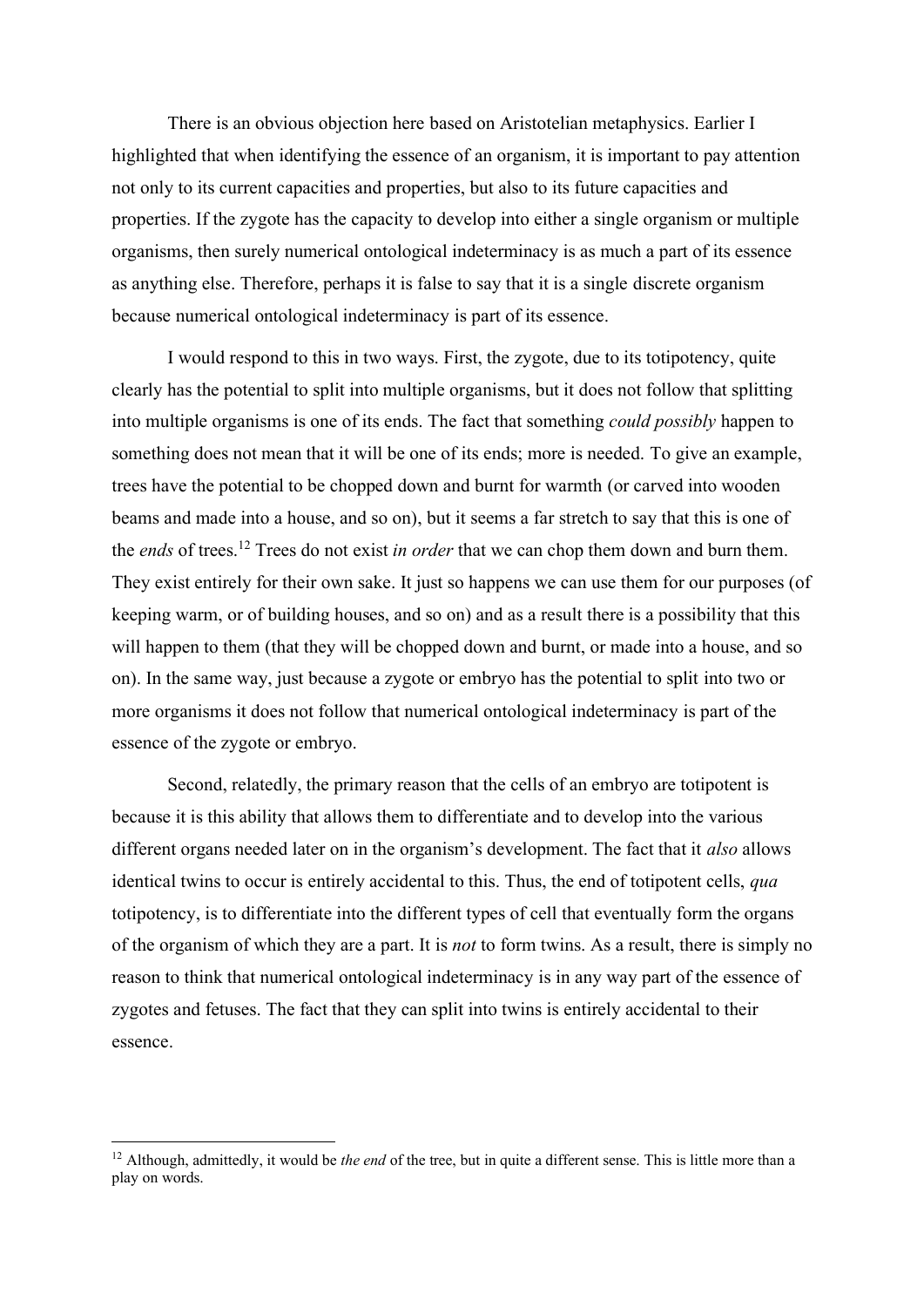There is an obvious objection here based on Aristotelian metaphysics. Earlier I highlighted that when identifying the essence of an organism, it is important to pay attention not only to its current capacities and properties, but also to its future capacities and properties. If the zygote has the capacity to develop into either a single organism or multiple organisms, then surely numerical ontological indeterminacy is as much a part of its essence as anything else. Therefore, perhaps it is false to say that it is a single discrete organism because numerical ontological indeterminacy is part of its essence.

I would respond to this in two ways. First, the zygote, due to its totipotency, quite clearly has the potential to split into multiple organisms, but it does not follow that splitting into multiple organisms is one of its ends. The fact that something *could possibly* happen to something does not mean that it will be one of its ends; more is needed. To give an example, trees have the potential to be chopped down and burnt for warmth (or carved into wooden beams and made into a house, and so on), but it seems a far stretch to say that this is one of the *ends* of trees.[12] Trees do not exist *in order* that we can chop them down and burn them. They exist entirely for their own sake. It just so happens we can use them for our purposes (of keeping warm, or of building houses, and so on) and as a result there is a possibility that this will happen to them (that they will be chopped down and burnt, or made into a house, and so on). In the same way, just because a zygote or embryo has the potential to split into two or more organisms it does not follow that numerical ontological indeterminacy is part of the essence of the zygote or embryo.

Second, relatedly, the primary reason that the cells of an embryo are totipotent is because it is this ability that allows them to differentiate and to develop into the various different organs needed later on in the organism's development. The fact that it *also* allows identical twins to occur is entirely accidental to this. Thus, the end of totipotent cells, *qua* totipotency, is to differentiate into the different types of cell that eventually form the organs of the organism of which they are a part. It is *not* to form twins. As a result, there is simply no reason to think that numerical ontological indeterminacy is in any way part of the essence of zygotes and fetuses. The fact that they can split into twins is entirely accidental to their essence.

---

[12] Although, admittedly, it would be *the end* of the tree, but in quite a different sense. This is little more than a play on words.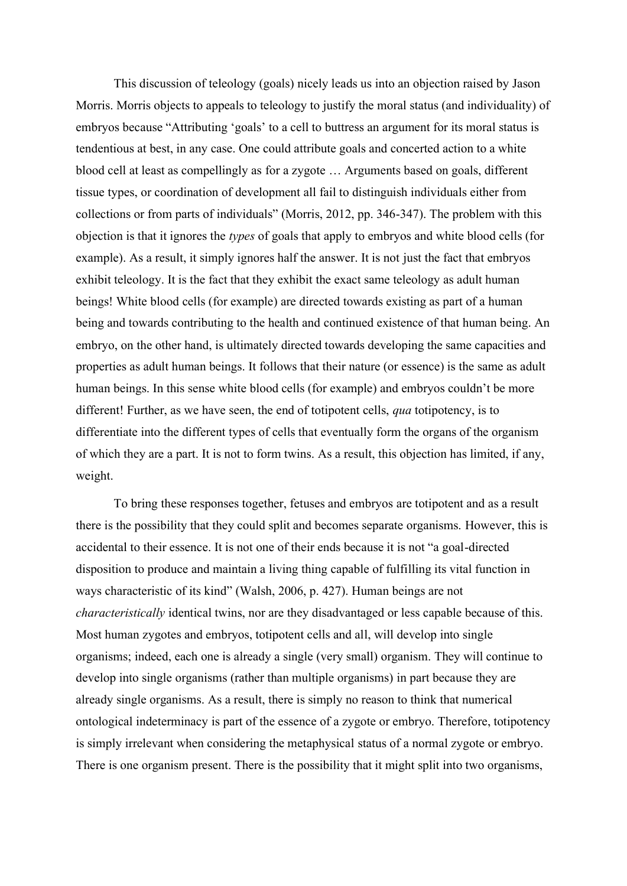This discussion of teleology (goals) nicely leads us into an objection raised by Jason Morris. Morris objects to appeals to teleology to justify the moral status (and individuality) of embryos because "Attributing 'goals' to a cell to buttress an argument for its moral status is tendentious at best, in any case. One could attribute goals and concerted action to a white blood cell at least as compellingly as for a zygote … Arguments based on goals, different tissue types, or coordination of development all fail to distinguish individuals either from collections or from parts of individuals" (Morris, 2012, pp. 346-347). The problem with this objection is that it ignores the *types* of goals that apply to embryos and white blood cells (for example). As a result, it simply ignores half the answer. It is not just the fact that embryos exhibit teleology. It is the fact that they exhibit the exact same teleology as adult human beings! White blood cells (for example) are directed towards existing as part of a human being and towards contributing to the health and continued existence of that human being. An embryo, on the other hand, is ultimately directed towards developing the same capacities and properties as adult human beings. It follows that their nature (or essence) is the same as adult human beings. In this sense white blood cells (for example) and embryos couldn't be more different! Further, as we have seen, the end of totipotent cells, *qua* totipotency, is to differentiate into the different types of cells that eventually form the organs of the organism of which they are a part. It is not to form twins. As a result, this objection has limited, if any, weight.

To bring these responses together, fetuses and embryos are totipotent and as a result there is the possibility that they could split and becomes separate organisms. However, this is accidental to their essence. It is not one of their ends because it is not "a goal-directed disposition to produce and maintain a living thing capable of fulfilling its vital function in ways characteristic of its kind" (Walsh, 2006, p. 427). Human beings are not *characteristically* identical twins, nor are they disadvantaged or less capable because of this. Most human zygotes and embryos, totipotent cells and all, will develop into single organisms; indeed, each one is already a single (very small) organism. They will continue to develop into single organisms (rather than multiple organisms) in part because they are already single organisms. As a result, there is simply no reason to think that numerical ontological indeterminacy is part of the essence of a zygote or embryo. Therefore, totipotency is simply irrelevant when considering the metaphysical status of a normal zygote or embryo. There is one organism present. There is the possibility that it might split into two organisms,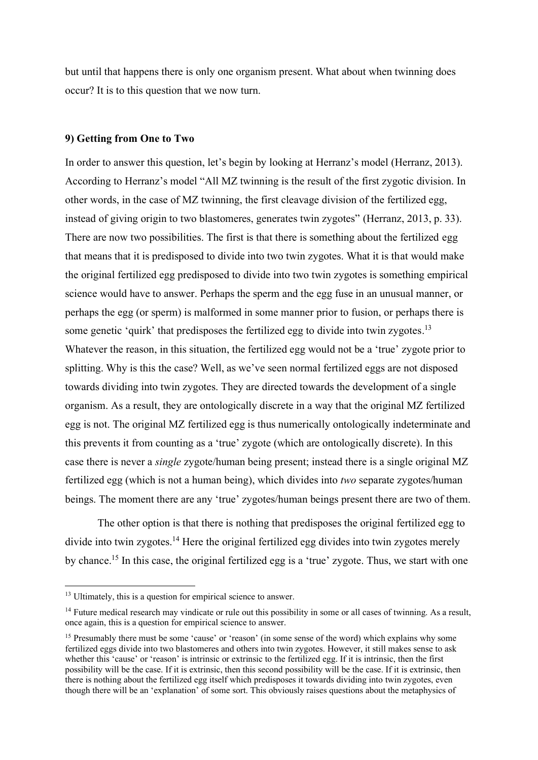but until that happens there is only one organism present. What about when twinning does occur? It is to this question that we now turn.

## 9) Getting from One to Two

In order to answer this question, let's begin by looking at Herranz's model (Herranz, 2013). According to Herranz's model "All MZ twinning is the result of the first zygotic division. In other words, in the case of MZ twinning, the first cleavage division of the fertilized egg, instead of giving origin to two blastomeres, generates twin zygotes" (Herranz, 2013, p. 33). There are now two possibilities. The first is that there is something about the fertilized egg that means that it is predisposed to divide into two twin zygotes. What it is that would make the original fertilized egg predisposed to divide into two twin zygotes is something empirical science would have to answer. Perhaps the sperm and the egg fuse in an unusual manner, or perhaps the egg (or sperm) is malformed in some manner prior to fusion, or perhaps there is some genetic 'quirk' that predisposes the fertilized egg to divide into twin zygotes.[13] Whatever the reason, in this situation, the fertilized egg would not be a 'true' zygote prior to splitting. Why is this the case? Well, as we've seen normal fertilized eggs are not disposed towards dividing into twin zygotes. They are directed towards the development of a single organism. As a result, they are ontologically discrete in a way that the original MZ fertilized egg is not. The original MZ fertilized egg is thus numerically ontologically indeterminate and this prevents it from counting as a 'true' zygote (which are ontologically discrete). In this case there is never a *single* zygote/human being present; instead there is a single original MZ fertilized egg (which is not a human being), which divides into *two* separate zygotes/human beings. The moment there are any 'true' zygotes/human beings present there are two of them.

The other option is that there is nothing that predisposes the original fertilized egg to divide into twin zygotes.[14] Here the original fertilized egg divides into twin zygotes merely by chance.[15] In this case, the original fertilized egg is a 'true' zygote. Thus, we start with one

[13] Ultimately, this is a question for empirical science to answer.

[14] Future medical research may vindicate or rule out this possibility in some or all cases of twinning. As a result, once again, this is a question for empirical science to answer.

[15] Presumably there must be some 'cause' or 'reason' (in some sense of the word) which explains why some fertilized eggs divide into two blastomeres and others into twin zygotes. However, it still makes sense to ask whether this 'cause' or 'reason' is intrinsic or extrinsic to the fertilized egg. If it is intrinsic, then the first possibility will be the case. If it is extrinsic, then this second possibility will be the case. If it is extrinsic, then there is nothing about the fertilized egg itself which predisposes it towards dividing into twin zygotes, even though there will be an 'explanation' of some sort. This obviously raises questions about the metaphysics of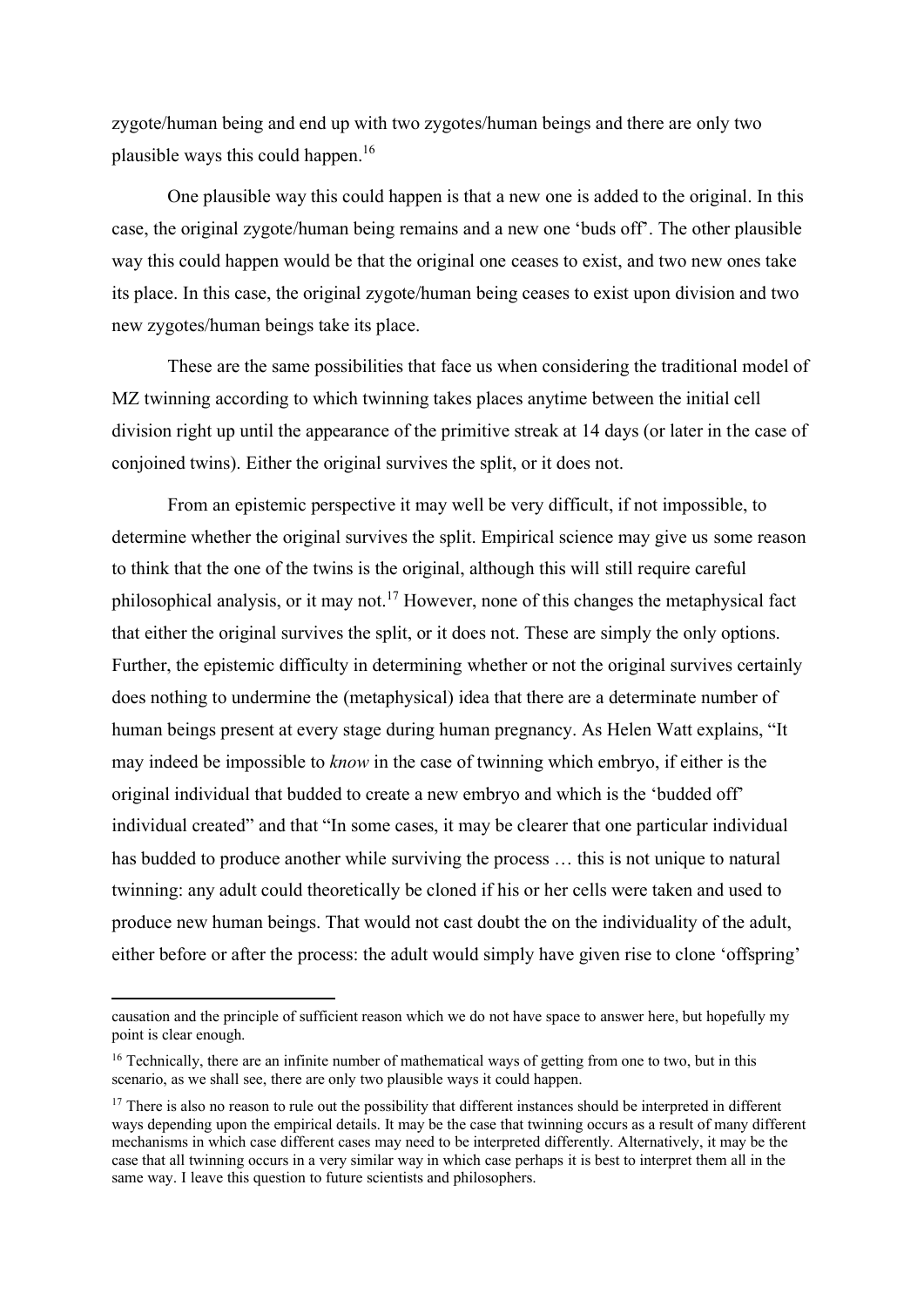zygote/human being and end up with two zygotes/human beings and there are only two plausible ways this could happen.[16]

One plausible way this could happen is that a new one is added to the original. In this case, the original zygote/human being remains and a new one 'buds off'. The other plausible way this could happen would be that the original one ceases to exist, and two new ones take its place. In this case, the original zygote/human being ceases to exist upon division and two new zygotes/human beings take its place.

These are the same possibilities that face us when considering the traditional model of MZ twinning according to which twinning takes places anytime between the initial cell division right up until the appearance of the primitive streak at 14 days (or later in the case of conjoined twins). Either the original survives the split, or it does not.

From an epistemic perspective it may well be very difficult, if not impossible, to determine whether the original survives the split. Empirical science may give us some reason to think that the one of the twins is the original, although this will still require careful philosophical analysis, or it may not.[17] However, none of this changes the metaphysical fact that either the original survives the split, or it does not. These are simply the only options. Further, the epistemic difficulty in determining whether or not the original survives certainly does nothing to undermine the (metaphysical) idea that there are a determinate number of human beings present at every stage during human pregnancy. As Helen Watt explains, "It may indeed be impossible to *know* in the case of twinning which embryo, if either is the original individual that budded to create a new embryo and which is the 'budded off' individual created" and that "In some cases, it may be clearer that one particular individual has budded to produce another while surviving the process … this is not unique to natural twinning: any adult could theoretically be cloned if his or her cells were taken and used to produce new human beings. That would not cast doubt the on the individuality of the adult, either before or after the process: the adult would simply have given rise to clone 'offspring'

---

causation and the principle of sufficient reason which we do not have space to answer here, but hopefully my point is clear enough.

[16] Technically, there are an infinite number of mathematical ways of getting from one to two, but in this scenario, as we shall see, there are only two plausible ways it could happen.

[17] There is also no reason to rule out the possibility that different instances should be interpreted in different ways depending upon the empirical details. It may be the case that twinning occurs as a result of many different mechanisms in which case different cases may need to be interpreted differently. Alternatively, it may be the case that all twinning occurs in a very similar way in which case perhaps it is best to interpret them all in the same way. I leave this question to future scientists and philosophers.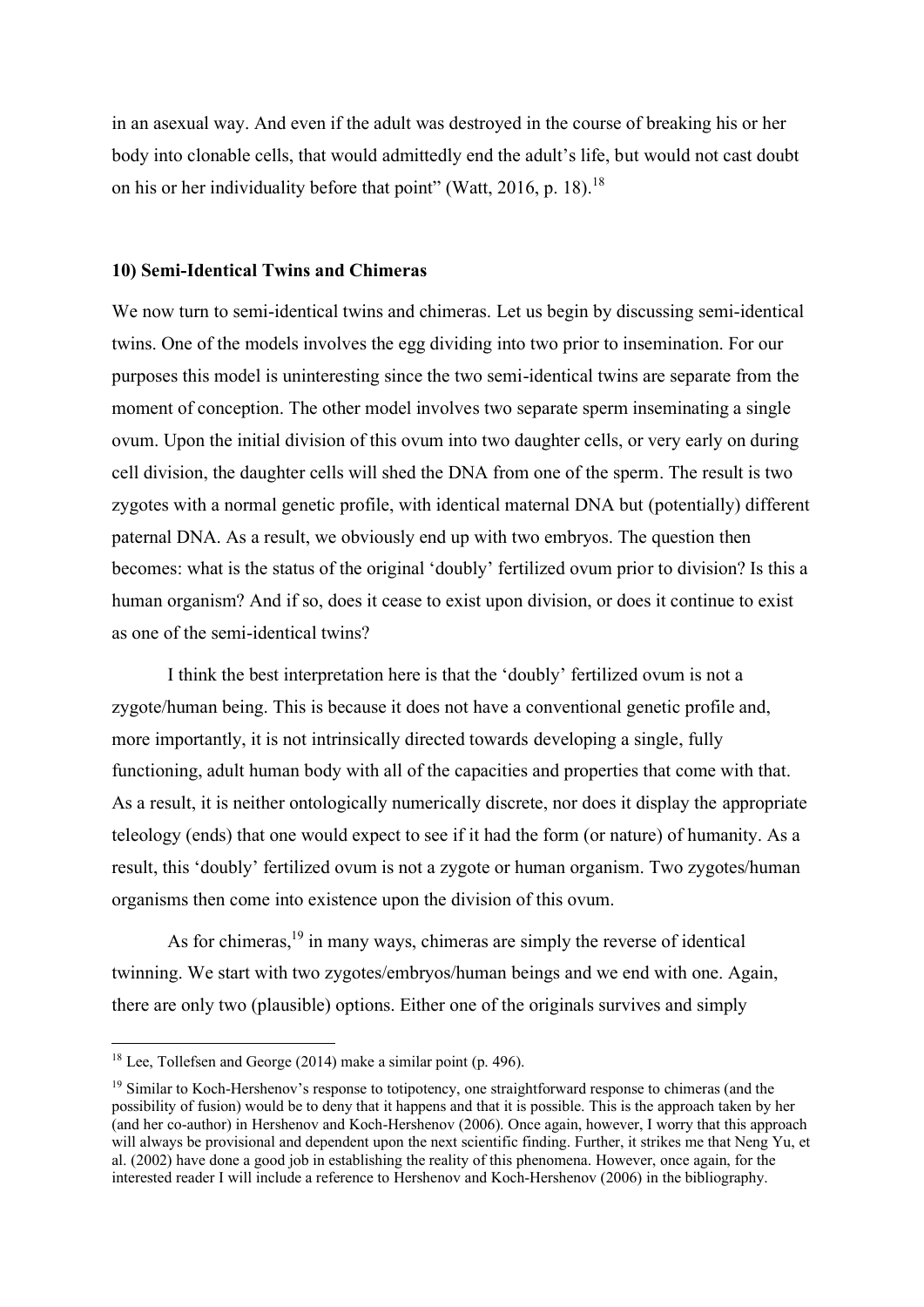in an asexual way. And even if the adult was destroyed in the course of breaking his or her body into clonable cells, that would admittedly end the adult's life, but would not cast doubt on his or her individuality before that point" (Watt, 2016, p. 18).[18]

**10) Semi-Identical Twins and Chimeras**

We now turn to semi-identical twins and chimeras. Let us begin by discussing semi-identical twins. One of the models involves the egg dividing into two prior to insemination. For our purposes this model is uninteresting since the two semi-identical twins are separate from the moment of conception. The other model involves two separate sperm inseminating a single ovum. Upon the initial division of this ovum into two daughter cells, or very early on during cell division, the daughter cells will shed the DNA from one of the sperm. The result is two zygotes with a normal genetic profile, with identical maternal DNA but (potentially) different paternal DNA. As a result, we obviously end up with two embryos. The question then becomes: what is the status of the original 'doubly' fertilized ovum prior to division? Is this a human organism? And if so, does it cease to exist upon division, or does it continue to exist as one of the semi-identical twins?

I think the best interpretation here is that the 'doubly' fertilized ovum is not a zygote/human being. This is because it does not have a conventional genetic profile and, more importantly, it is not intrinsically directed towards developing a single, fully functioning, adult human body with all of the capacities and properties that come with that. As a result, it is neither ontologically numerically discrete, nor does it display the appropriate teleology (ends) that one would expect to see if it had the form (or nature) of humanity. As a result, this 'doubly' fertilized ovum is not a zygote or human organism. Two zygotes/human organisms then come into existence upon the division of this ovum.

As for chimeras,[19] in many ways, chimeras are simply the reverse of identical twinning. We start with two zygotes/embryos/human beings and we end with one. Again, there are only two (plausible) options. Either one of the originals survives and simply

---

[18] Lee, Tollefsen and George (2014) make a similar point (p. 496).

[19] Similar to Koch-Hershenov's response to totipotency, one straightforward response to chimeras (and the possibility of fusion) would be to deny that it happens and that it is possible. This is the approach taken by her (and her co-author) in Hershenov and Koch-Hershenov (2006). Once again, however, I worry that this approach will always be provisional and dependent upon the next scientific finding. Further, it strikes me that Neng Yu, et al. (2002) have done a good job in establishing the reality of this phenomena. However, once again, for the interested reader I will include a reference to Hershenov and Koch-Hershenov (2006) in the bibliography.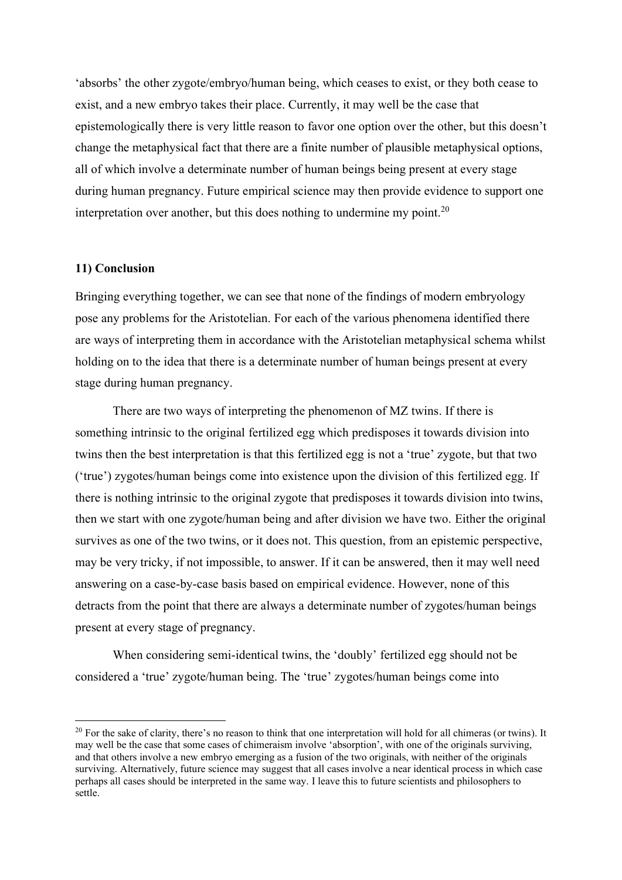'absorbs' the other zygote/embryo/human being, which ceases to exist, or they both cease to exist, and a new embryo takes their place. Currently, it may well be the case that epistemologically there is very little reason to favor one option over the other, but this doesn't change the metaphysical fact that there are a finite number of plausible metaphysical options, all of which involve a determinate number of human beings being present at every stage during human pregnancy. Future empirical science may then provide evidence to support one interpretation over another, but this does nothing to undermine my point.[20]

### 11) Conclusion

Bringing everything together, we can see that none of the findings of modern embryology pose any problems for the Aristotelian. For each of the various phenomena identified there are ways of interpreting them in accordance with the Aristotelian metaphysical schema whilst holding on to the idea that there is a determinate number of human beings present at every stage during human pregnancy.

There are two ways of interpreting the phenomenon of MZ twins. If there is something intrinsic to the original fertilized egg which predisposes it towards division into twins then the best interpretation is that this fertilized egg is not a 'true' zygote, but that two ('true') zygotes/human beings come into existence upon the division of this fertilized egg. If there is nothing intrinsic to the original zygote that predisposes it towards division into twins, then we start with one zygote/human being and after division we have two. Either the original survives as one of the two twins, or it does not. This question, from an epistemic perspective, may be very tricky, if not impossible, to answer. If it can be answered, then it may well need answering on a case-by-case basis based on empirical evidence. However, none of this detracts from the point that there are always a determinate number of zygotes/human beings present at every stage of pregnancy.

When considering semi-identical twins, the 'doubly' fertilized egg should not be considered a 'true' zygote/human being. The 'true' zygotes/human beings come into

[20] For the sake of clarity, there's no reason to think that one interpretation will hold for all chimeras (or twins). It may well be the case that some cases of chimeraism involve 'absorption', with one of the originals surviving, and that others involve a new embryo emerging as a fusion of the two originals, with neither of the originals surviving. Alternatively, future science may suggest that all cases involve a near identical process in which case perhaps all cases should be interpreted in the same way. I leave this to future scientists and philosophers to settle.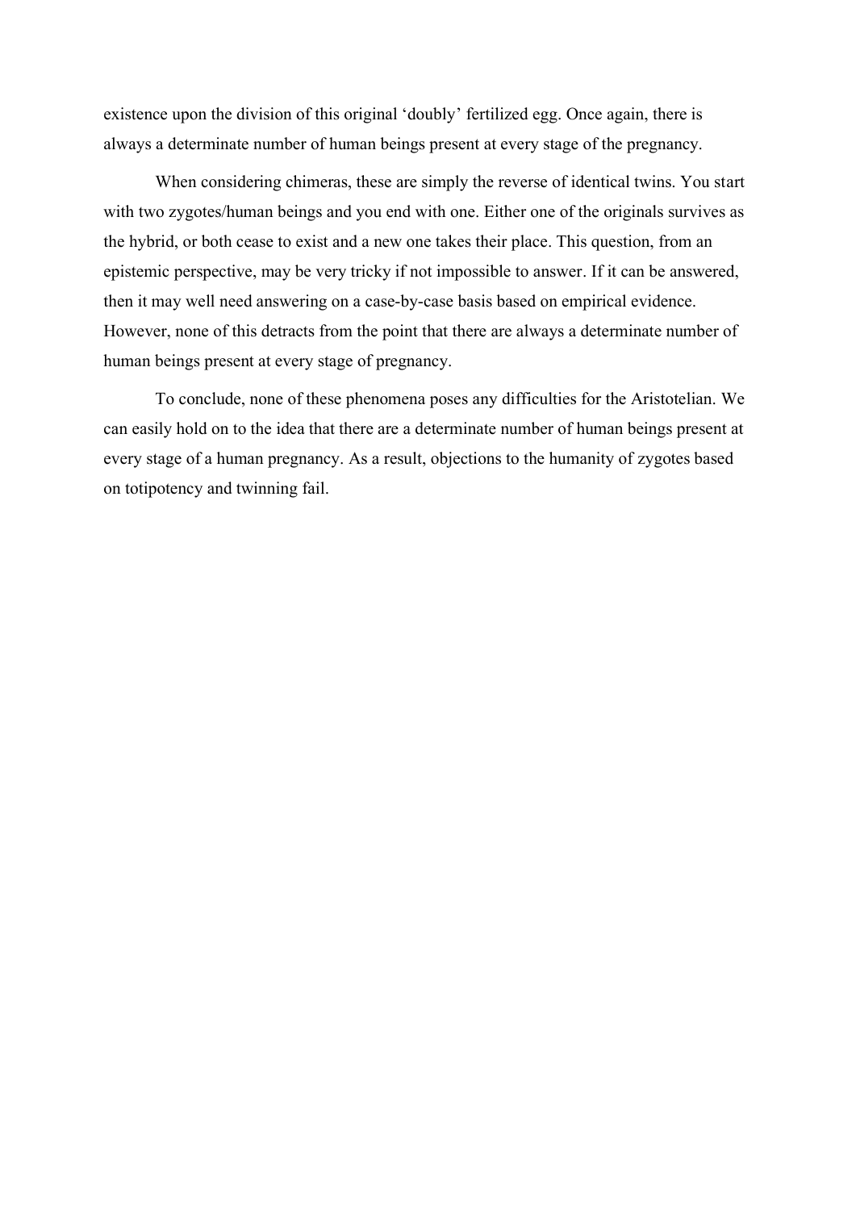existence upon the division of this original 'doubly' fertilized egg. Once again, there is always a determinate number of human beings present at every stage of the pregnancy.

When considering chimeras, these are simply the reverse of identical twins. You start with two zygotes/human beings and you end with one. Either one of the originals survives as the hybrid, or both cease to exist and a new one takes their place. This question, from an epistemic perspective, may be very tricky if not impossible to answer. If it can be answered, then it may well need answering on a case-by-case basis based on empirical evidence. However, none of this detracts from the point that there are always a determinate number of human beings present at every stage of pregnancy.

To conclude, none of these phenomena poses any difficulties for the Aristotelian. We can easily hold on to the idea that there are a determinate number of human beings present at every stage of a human pregnancy. As a result, objections to the humanity of zygotes based on totipotency and twinning fail.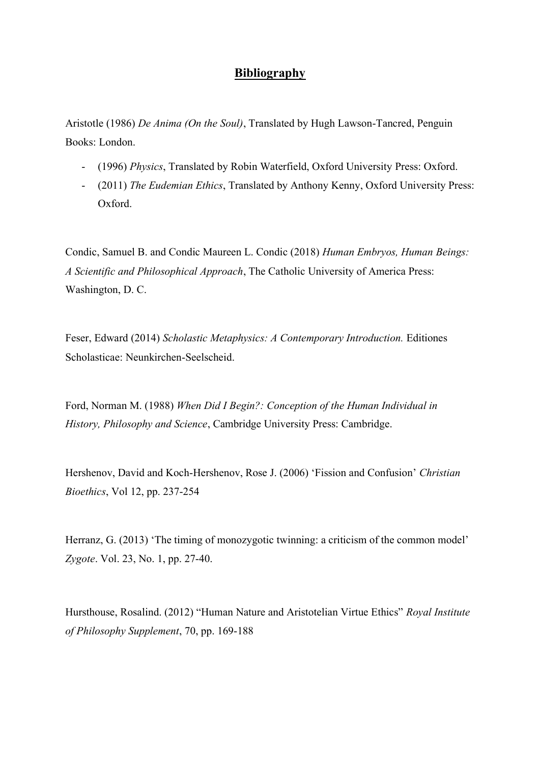## **Bibliography**

Aristotle (1986) *De Anima (On the Soul)*, Translated by Hugh Lawson-Tancred, Penguin Books: London.

- (1996) *Physics*, Translated by Robin Waterfield, Oxford University Press: Oxford.
- (2011) *The Eudemian Ethics*, Translated by Anthony Kenny, Oxford University Press: Oxford.

Condic, Samuel B. and Condic Maureen L. Condic (2018) *Human Embryos, Human Beings: A Scientific and Philosophical Approach*, The Catholic University of America Press: Washington, D. C.

Feser, Edward (2014) *Scholastic Metaphysics: A Contemporary Introduction.* Editiones Scholasticae: Neunkirchen-Seelscheid.

Ford, Norman M. (1988) *When Did I Begin?: Conception of the Human Individual in History, Philosophy and Science*, Cambridge University Press: Cambridge.

Hershenov, David and Koch-Hershenov, Rose J. (2006) 'Fission and Confusion' *Christian Bioethics*, Vol 12, pp. 237-254

Herranz, G. (2013) 'The timing of monozygotic twinning: a criticism of the common model' *Zygote*. Vol. 23, No. 1, pp. 27-40.

Hursthouse, Rosalind. (2012) "Human Nature and Aristotelian Virtue Ethics" *Royal Institute of Philosophy Supplement*, 70, pp. 169-188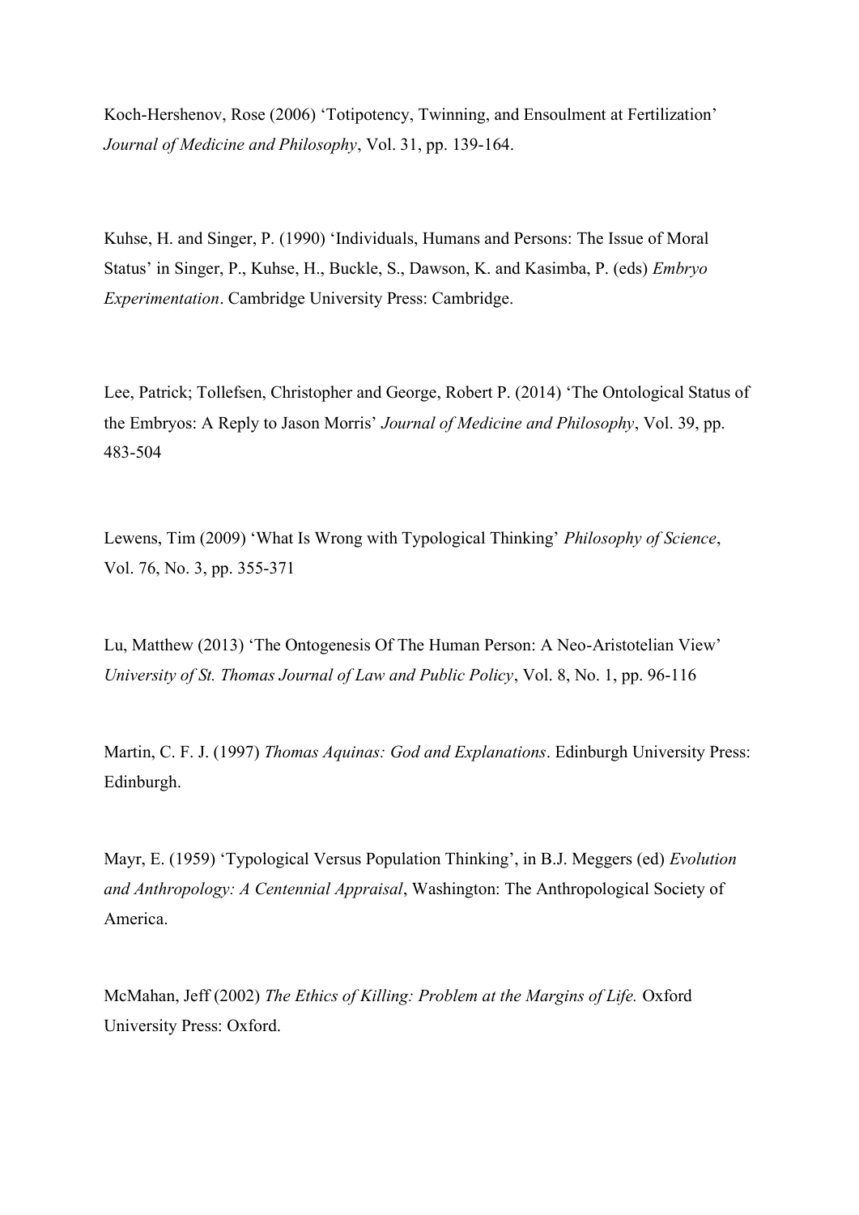Koch-Hershenov, Rose (2006) 'Totipotency, Twinning, and Ensoulment at Fertilization' *Journal of Medicine and Philosophy*, Vol. 31, pp. 139-164.

Kuhse, H. and Singer, P. (1990) 'Individuals, Humans and Persons: The Issue of Moral Status' in Singer, P., Kuhse, H., Buckle, S., Dawson, K. and Kasimba, P. (eds) *Embryo Experimentation*. Cambridge University Press: Cambridge.

Lee, Patrick; Tollefsen, Christopher and George, Robert P. (2014) 'The Ontological Status of the Embryos: A Reply to Jason Morris' *Journal of Medicine and Philosophy*, Vol. 39, pp. 483-504

Lewens, Tim (2009) 'What Is Wrong with Typological Thinking' *Philosophy of Science*, Vol. 76, No. 3, pp. 355-371

Lu, Matthew (2013) 'The Ontogenesis Of The Human Person: A Neo-Aristotelian View' *University of St. Thomas Journal of Law and Public Policy*, Vol. 8, No. 1, pp. 96-116

Martin, C. F. J. (1997) *Thomas Aquinas: God and Explanations*. Edinburgh University Press: Edinburgh.

Mayr, E. (1959) 'Typological Versus Population Thinking', in B.J. Meggers (ed) *Evolution and Anthropology: A Centennial Appraisal*, Washington: The Anthropological Society of America.

McMahan, Jeff (2002) *The Ethics of Killing: Problem at the Margins of Life.* Oxford University Press: Oxford.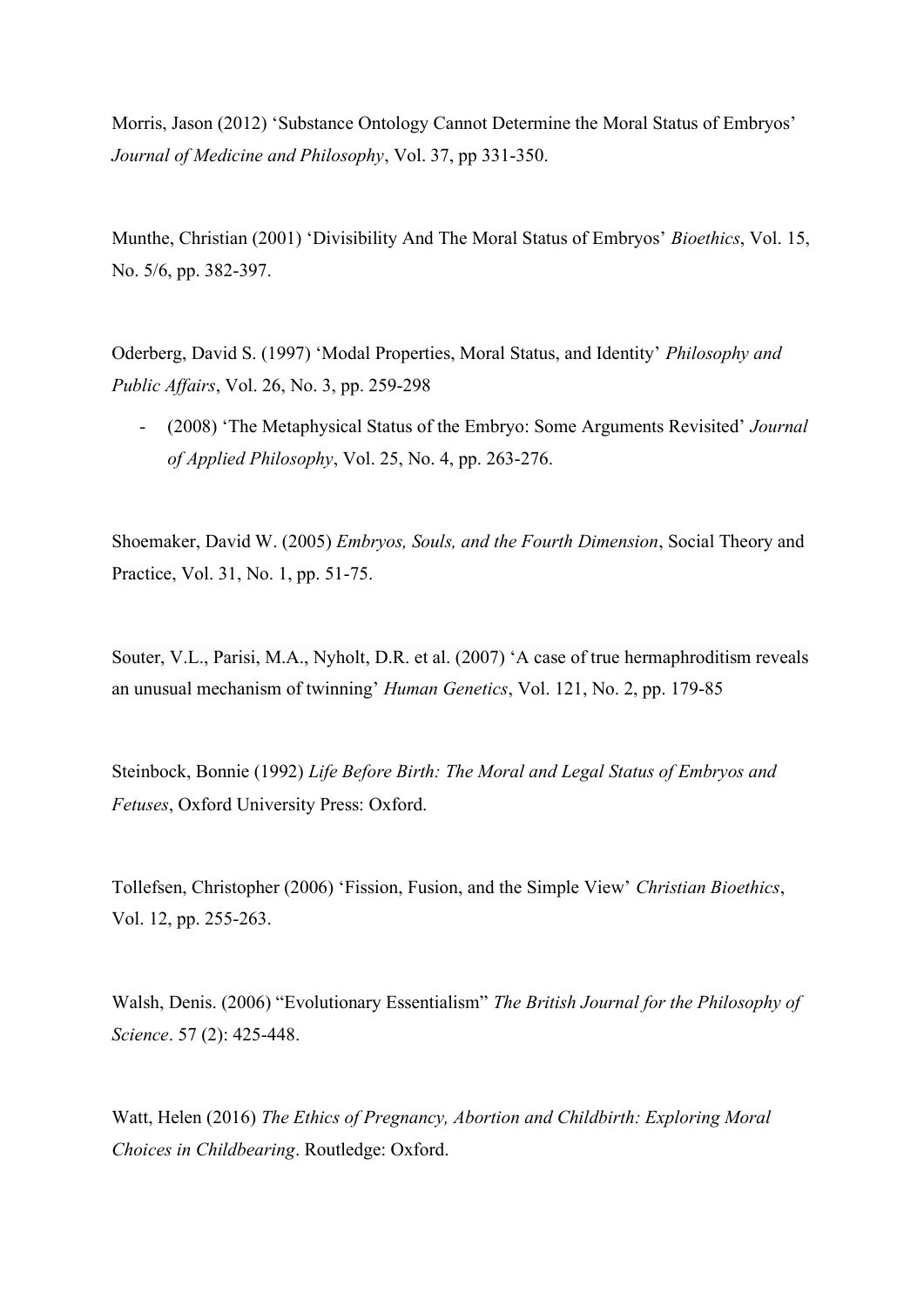Morris, Jason (2012) ‘Substance Ontology Cannot Determine the Moral Status of Embryos’ *Journal of Medicine and Philosophy*, Vol. 37, pp 331-350.

Munthe, Christian (2001) ‘Divisibility And The Moral Status of Embryos’ *Bioethics*, Vol. 15, No. 5/6, pp. 382-397.

Oderberg, David S. (1997) ‘Modal Properties, Moral Status, and Identity’ *Philosophy and Public Affairs*, Vol. 26, No. 3, pp. 259-298

- (2008) ‘The Metaphysical Status of the Embryo: Some Arguments Revisited’ *Journal of Applied Philosophy*, Vol. 25, No. 4, pp. 263-276.

Shoemaker, David W. (2005) *Embryos, Souls, and the Fourth Dimension*, Social Theory and Practice, Vol. 31, No. 1, pp. 51-75.

Souter, V.L., Parisi, M.A., Nyholt, D.R. et al. (2007) ‘A case of true hermaphroditism reveals an unusual mechanism of twinning’ *Human Genetics*, Vol. 121, No. 2, pp. 179-85

Steinbock, Bonnie (1992) *Life Before Birth: The Moral and Legal Status of Embryos and Fetuses*, Oxford University Press: Oxford.

Tollefsen, Christopher (2006) ‘Fission, Fusion, and the Simple View’ *Christian Bioethics*, Vol. 12, pp. 255-263.

Walsh, Denis. (2006) “Evolutionary Essentialism” *The British Journal for the Philosophy of Science*. 57 (2): 425-448.

Watt, Helen (2016) *The Ethics of Pregnancy, Abortion and Childbirth: Exploring Moral Choices in Childbearing*. Routledge: Oxford.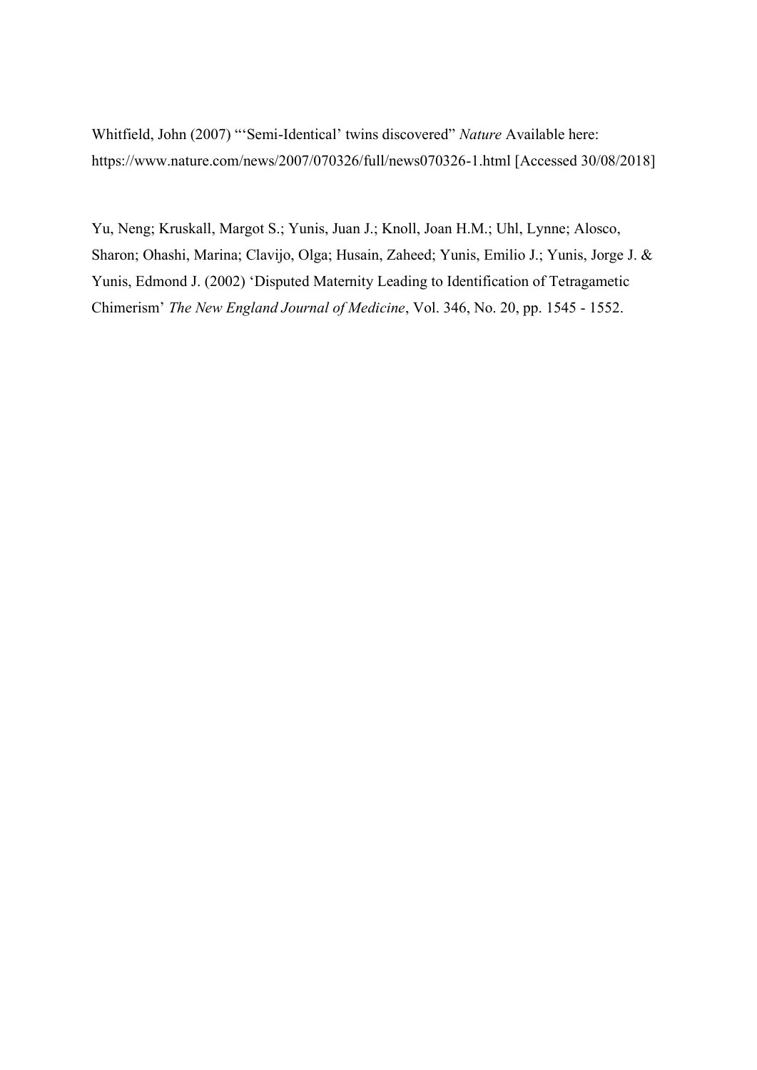Whitfield, John (2007) "'Semi-Identical' twins discovered" *Nature* Available here: https://www.nature.com/news/2007/070326/full/news070326-1.html [Accessed 30/08/2018]

Yu, Neng; Kruskall, Margot S.; Yunis, Juan J.; Knoll, Joan H.M.; Uhl, Lynne; Alosco, Sharon; Ohashi, Marina; Clavijo, Olga; Husain, Zaheed; Yunis, Emilio J.; Yunis, Jorge J. & Yunis, Edmond J. (2002) 'Disputed Maternity Leading to Identification of Tetragametic Chimerism' *The New England Journal of Medicine*, Vol. 346, No. 20, pp. 1545 - 1552.